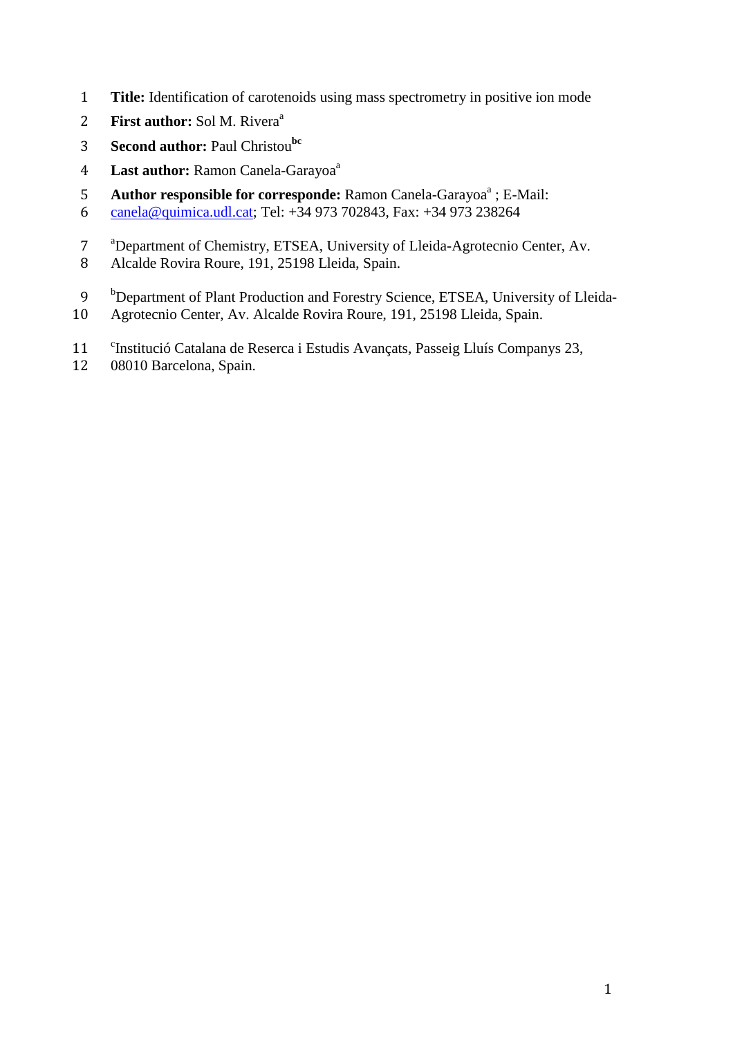**Title:** Identification of carotenoids using mass spectrometry in positive ion mode

**First author:** Sol M. Rivera[a]

**Second author:** Paul Christou[bc]

**Last author:** Ramon Canela-Garayoa[a]

**Author responsible for corresponde:** Ramon Canela-Garayoa[a] ; E-Mail: canela@quimica.udl.cat; Tel: +34 973 702843, Fax: +34 973 238264

[a]Department of Chemistry, ETSEA, University of Lleida-Agrotecnio Center, Av. Alcalde Rovira Roure, 191, 25198 Lleida, Spain.

[b]Department of Plant Production and Forestry Science, ETSEA, University of Lleida-Agrotecnio Center, Av. Alcalde Rovira Roure, 191, 25198 Lleida, Spain.

[c]Institució Catalana de Reserca i Estudis Avançats, Passeig Lluís Companys 23, 08010 Barcelona, Spain.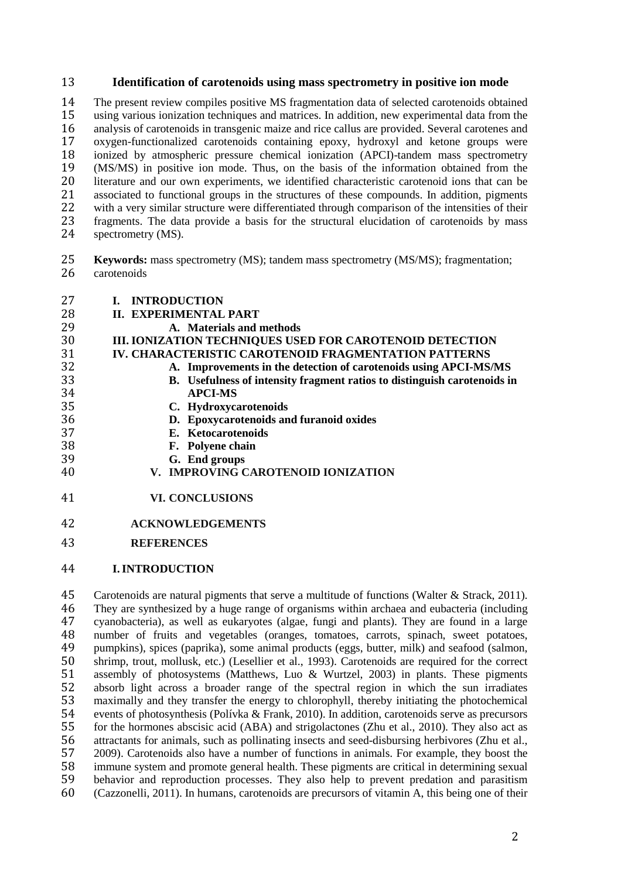# Identification of carotenoids using mass spectrometry in positive ion mode

The present review compiles positive MS fragmentation data of selected carotenoids obtained using various ionization techniques and matrices. In addition, new experimental data from the analysis of carotenoids in transgenic maize and rice callus are provided. Several carotenes and oxygen-functionalized carotenoids containing epoxy, hydroxyl and ketone groups were ionized by atmospheric pressure chemical ionization (APCI)-tandem mass spectrometry (MS/MS) in positive ion mode. Thus, on the basis of the information obtained from the literature and our own experiments, we identified characteristic carotenoid ions that can be associated to functional groups in the structures of these compounds. In addition, pigments with a very similar structure were differentiated through comparison of the intensities of their fragments. The data provide a basis for the structural elucidation of carotenoids by mass spectrometry (MS).

**Keywords:** mass spectrometry (MS); tandem mass spectrometry (MS/MS); fragmentation; carotenoids

**I. INTRODUCTION**

**II. EXPERIMENTAL PART**

- **A. Materials and methods**

**III. IONIZATION TECHNIQUES USED FOR CAROTENOID DETECTION**

**IV. CHARACTERISTIC CAROTENOID FRAGMENTATION PATTERNS**

- **A. Improvements in the detection of carotenoids using APCI-MS/MS**
- **B. Usefulness of intensity fragment ratios to distinguish carotenoids in APCI-MS**
- **C. Hydroxycarotenoids**
- **D. Epoxycarotenoids and furanoid oxides**
- **E. Ketocarotenoids**
- **F. Polyene chain**
- **G. End groups**

**V. IMPROVING CAROTENOID IONIZATION**

**VI. CONCLUSIONS**

**ACKNOWLEDGEMENTS**

**REFERENCES**

## I. INTRODUCTION

Carotenoids are natural pigments that serve a multitude of functions (Walter & Strack, 2011). They are synthesized by a huge range of organisms within archaea and eubacteria (including cyanobacteria), as well as eukaryotes (algae, fungi and plants). They are found in a large number of fruits and vegetables (oranges, tomatoes, carrots, spinach, sweet potatoes, pumpkins), spices (paprika), some animal products (eggs, butter, milk) and seafood (salmon, shrimp, trout, mollusk, etc.) (Lesellier et al., 1993). Carotenoids are required for the correct assembly of photosystems (Matthews, Luo & Wurtzel, 2003) in plants. These pigments absorb light across a broader range of the spectral region in which the sun irradiates maximally and they transfer the energy to chlorophyll, thereby initiating the photochemical events of photosynthesis (Polívka & Frank, 2010). In addition, carotenoids serve as precursors for the hormones abscisic acid (ABA) and strigolactones (Zhu et al., 2010). They also act as attractants for animals, such as pollinating insects and seed-disbursing herbivores (Zhu et al., 2009). Carotenoids also have a number of functions in animals. For example, they boost the immune system and promote general health. These pigments are critical in determining sexual behavior and reproduction processes. They also help to prevent predation and parasitism (Cazzonelli, 2011). In humans, carotenoids are precursors of vitamin A, this being one of their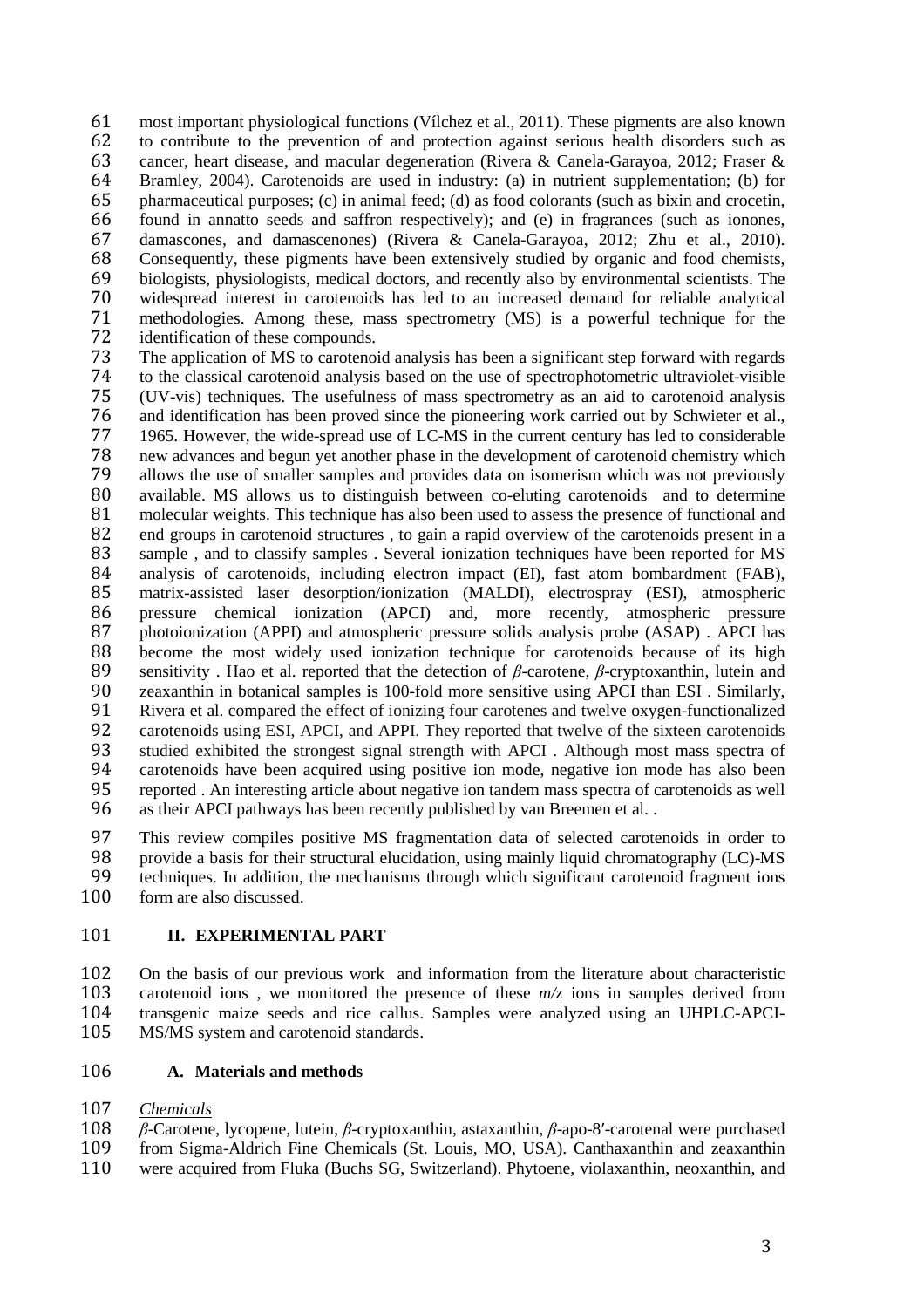most important physiological functions (Vílchez et al., 2011). These pigments are also known to contribute to the prevention of and protection against serious health disorders such as cancer, heart disease, and macular degeneration (Rivera & Canela-Garayoa, 2012; Fraser & Bramley, 2004). Carotenoids are used in industry: (a) in nutrient supplementation; (b) for pharmaceutical purposes; (c) in animal feed; (d) as food colorants (such as bixin and crocetin, found in annatto seeds and saffron respectively); and (e) in fragrances (such as ionones, damascones, and damascenones) (Rivera & Canela-Garayoa, 2012; Zhu et al., 2010). Consequently, these pigments have been extensively studied by organic and food chemists, biologists, physiologists, medical doctors, and recently also by environmental scientists. The widespread interest in carotenoids has led to an increased demand for reliable analytical methodologies. Among these, mass spectrometry (MS) is a powerful technique for the identification of these compounds.

The application of MS to carotenoid analysis has been a significant step forward with regards to the classical carotenoid analysis based on the use of spectrophotometric ultraviolet-visible (UV-vis) techniques. The usefulness of mass spectrometry as an aid to carotenoid analysis and identification has been proved since the pioneering work carried out by Schwieter et al., 1965. However, the wide-spread use of LC-MS in the current century has led to considerable new advances and begun yet another phase in the development of carotenoid chemistry which allows the use of smaller samples and provides data on isomerism which was not previously available. MS allows us to distinguish between co-eluting carotenoids and to determine molecular weights. This technique has also been used to assess the presence of functional and end groups in carotenoid structures , to gain a rapid overview of the carotenoids present in a sample , and to classify samples . Several ionization techniques have been reported for MS analysis of carotenoids, including electron impact (EI), fast atom bombardment (FAB), matrix-assisted laser desorption/ionization (MALDI), electrospray (ESI), atmospheric pressure chemical ionization (APCI) and, more recently, atmospheric pressure photoionization (APPI) and atmospheric pressure solids analysis probe (ASAP) . APCI has become the most widely used ionization technique for carotenoids because of its high sensitivity . Hao et al. reported that the detection of *β*-carotene, *β*-cryptoxanthin, lutein and zeaxanthin in botanical samples is 100-fold more sensitive using APCI than ESI . Similarly, Rivera et al. compared the effect of ionizing four carotenes and twelve oxygen-functionalized carotenoids using ESI, APCI, and APPI. They reported that twelve of the sixteen carotenoids studied exhibited the strongest signal strength with APCI . Although most mass spectra of carotenoids have been acquired using positive ion mode, negative ion mode has also been reported . An interesting article about negative ion tandem mass spectra of carotenoids as well as their APCI pathways has been recently published by van Breemen et al. .

This review compiles positive MS fragmentation data of selected carotenoids in order to provide a basis for their structural elucidation, using mainly liquid chromatography (LC)-MS techniques. In addition, the mechanisms through which significant carotenoid fragment ions form are also discussed.

## II. EXPERIMENTAL PART

On the basis of our previous work and information from the literature about characteristic carotenoid ions , we monitored the presence of these *m/z* ions in samples derived from transgenic maize seeds and rice callus. Samples were analyzed using an UHPLC-APCI-MS/MS system and carotenoid standards.

### A. Materials and methods

*Chemicals*

*β*-Carotene, lycopene, lutein, *β*-cryptoxanthin, astaxanthin, *β*-apo-8′-carotenal were purchased from Sigma-Aldrich Fine Chemicals (St. Louis, MO, USA). Canthaxanthin and zeaxanthin were acquired from Fluka (Buchs SG, Switzerland). Phytoene, violaxanthin, neoxanthin, and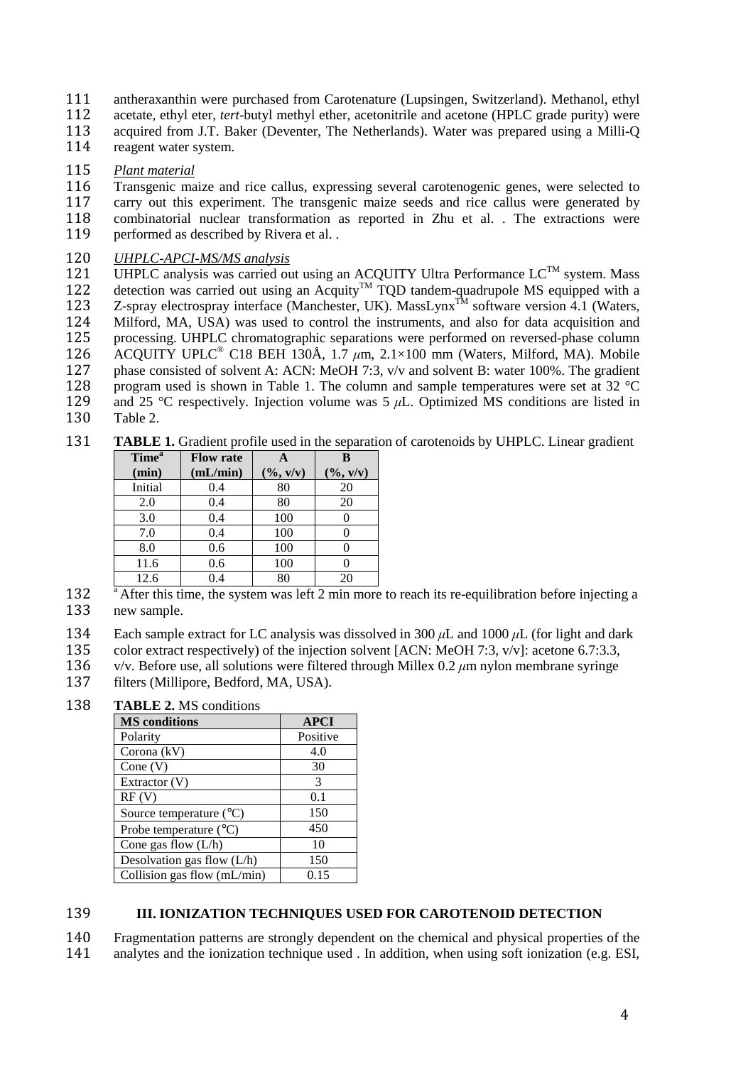antheraxanthin were purchased from Carotenature (Lupsingen, Switzerland). Methanol, ethyl acetate, ethyl eter, *tert*-butyl methyl ether, acetonitrile and acetone (HPLC grade purity) were acquired from J.T. Baker (Deventer, The Netherlands). Water was prepared using a Milli-Q reagent water system.

*Plant material*

Transgenic maize and rice callus, expressing several carotenogenic genes, were selected to carry out this experiment. The transgenic maize seeds and rice callus were generated by combinatorial nuclear transformation as reported in Zhu et al. . The extractions were performed as described by Rivera et al. .

*UHPLC-APCI-MS/MS analysis*

UHPLC analysis was carried out using an ACQUITY Ultra Performance LC™ system. Mass detection was carried out using an Acquity™ TQD tandem-quadrupole MS equipped with a Z-spray electrospray interface (Manchester, UK). MassLynx™ software version 4.1 (Waters, Milford, MA, USA) was used to control the instruments, and also for data acquisition and processing. UHPLC chromatographic separations were performed on reversed-phase column ACQUITY UPLC® C18 BEH 130Å, 1.7 μm, 2.1×100 mm (Waters, Milford, MA). Mobile phase consisted of solvent A: ACN: MeOH 7:3, v/v and solvent B: water 100%. The gradient program used is shown in Table 1. The column and sample temperatures were set at 32 °C and 25 °C respectively. Injection volume was 5 μL. Optimized MS conditions are listed in Table 2.

**TABLE 1.** Gradient profile used in the separation of carotenoids by UHPLC. Linear gradient

| Time[a] (min) | Flow rate (mL/min) | A (%, v/v) | B (%, v/v) |
|---|---|---|---|
| Initial | 0.4 | 80 | 20 |
| 2.0 | 0.4 | 80 | 20 |
| 3.0 | 0.4 | 100 | 0 |
| 7.0 | 0.4 | 100 | 0 |
| 8.0 | 0.6 | 100 | 0 |
| 11.6 | 0.6 | 100 | 0 |
| 12.6 | 0.4 | 80 | 20 |

[a] After this time, the system was left 2 min more to reach its re-equilibration before injecting a new sample.

Each sample extract for LC analysis was dissolved in 300 μL and 1000 μL (for light and dark color extract respectively) of the injection solvent [ACN: MeOH 7:3, v/v]: acetone 6.7:3.3, v/v. Before use, all solutions were filtered through Millex 0.2 μm nylon membrane syringe filters (Millipore, Bedford, MA, USA).

**TABLE 2.** MS conditions

| MS conditions | APCI |
|---|---|
| Polarity | Positive |
| Corona (kV) | 4.0 |
| Cone (V) | 30 |
| Extractor (V) | 3 |
| RF (V) | 0.1 |
| Source temperature (°C) | 150 |
| Probe temperature (°C) | 450 |
| Cone gas flow (L/h) | 10 |
| Desolvation gas flow (L/h) | 150 |
| Collision gas flow (mL/min) | 0.15 |

## III. IONIZATION TECHNIQUES USED FOR CAROTENOID DETECTION

Fragmentation patterns are strongly dependent on the chemical and physical properties of the analytes and the ionization technique used . In addition, when using soft ionization (e.g. ESI,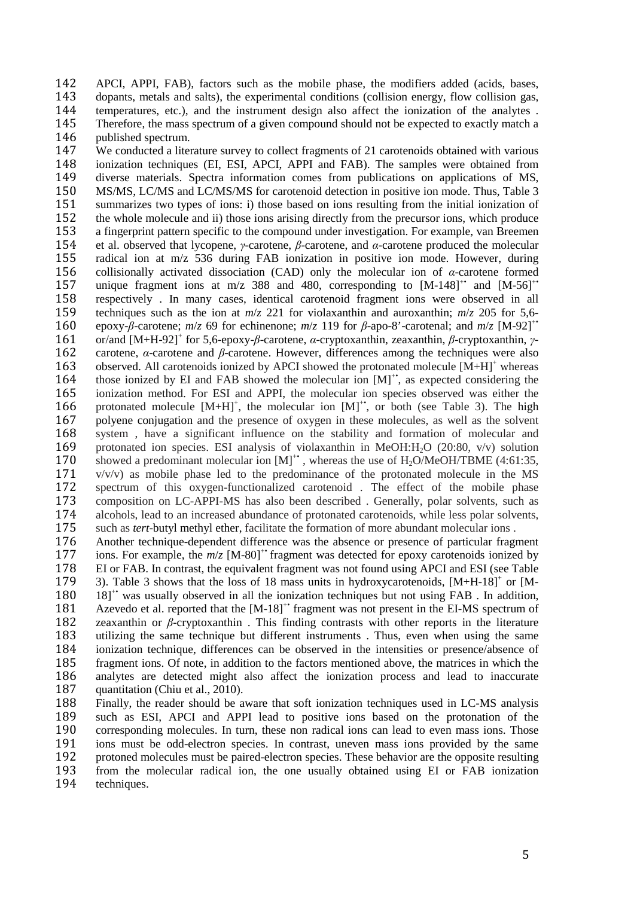APCI, APPI, FAB), factors such as the mobile phase, the modifiers added (acids, bases, dopants, metals and salts), the experimental conditions (collision energy, flow collision gas, temperatures, etc.), and the instrument design also affect the ionization of the analytes . Therefore, the mass spectrum of a given compound should not be expected to exactly match a published spectrum.

We conducted a literature survey to collect fragments of 21 carotenoids obtained with various ionization techniques (EI, ESI, APCI, APPI and FAB). The samples were obtained from diverse materials. Spectra information comes from publications on applications of MS, MS/MS, LC/MS and LC/MS/MS for carotenoid detection in positive ion mode. Thus, Table 3 summarizes two types of ions: i) those based on ions resulting from the initial ionization of the whole molecule and ii) those ions arising directly from the precursor ions, which produce a fingerprint pattern specific to the compound under investigation. For example, van Breemen et al. observed that lycopene, *γ*-carotene, *β*-carotene, and *α*-carotene produced the molecular radical ion at m/z 536 during FAB ionization in positive ion mode. However, during collisionally activated dissociation (CAD) only the molecular ion of *α*-carotene formed unique fragment ions at m/z 388 and 480, corresponding to $[M-148]^{+•}$ and $[M-56]^{+•}$ respectively . In many cases, identical carotenoid fragment ions were observed in all techniques such as the ion at *m*/*z* 221 for violaxanthin and auroxanthin; *m*/*z* 205 for 5,6-epoxy-*β*-carotene; *m*/*z* 69 for echinenone; *m*/*z* 119 for *β*-apo-8'-carotenal; and *m*/*z* $[M-92]^{+•}$ or/and $[M+H-92]^{+}$ for 5,6-epoxy-*β*-carotene, *α*-cryptoxanthin, zeaxanthin, *β*-cryptoxanthin, *γ*-carotene, *α*-carotene and *β*-carotene. However, differences among the techniques were also observed. All carotenoids ionized by APCI showed the protonated molecule $[M+H]^{+}$ whereas those ionized by EI and FAB showed the molecular ion $[M]^{+•}$, as expected considering the ionization method. For ESI and APPI, the molecular ion species observed was either the protonated molecule $[M+H]^{+}$, the molecular ion $[M]^{+•}$, or both (see Table 3). The high polyene conjugation and the presence of oxygen in these molecules, as well as the solvent system , have a significant influence on the stability and formation of molecular and protonated ion species. ESI analysis of violaxanthin in MeOH:$H_2O$ (20:80, v/v) solution showed a predominant molecular ion $[M]^{+•}$ , whereas the use of $H_2O$/MeOH/TBME (4:61:35, v/v/v) as mobile phase led to the predominance of the protonated molecule in the MS spectrum of this oxygen-functionalized carotenoid . The effect of the mobile phase composition on LC-APPI-MS has also been described . Generally, polar solvents, such as alcohols, lead to an increased abundance of protonated carotenoids, while less polar solvents, such as *tert*-butyl methyl ether, facilitate the formation of more abundant molecular ions .

Another technique-dependent difference was the absence or presence of particular fragment ions. For example, the *m*/*z* $[M-80]^{+•}$ fragment was detected for epoxy carotenoids ionized by EI or FAB. In contrast, the equivalent fragment was not found using APCI and ESI (see Table 3). Table 3 shows that the loss of 18 mass units in hydroxycarotenoids, $[M+H-18]^{+}$ or $[M-18]^{+•}$ was usually observed in all the ionization techniques but not using FAB . In addition, Azevedo et al. reported that the $[M-18]^{+•}$ fragment was not present in the EI-MS spectrum of zeaxanthin or *β*-cryptoxanthin . This finding contrasts with other reports in the literature utilizing the same technique but different instruments . Thus, even when using the same ionization technique, differences can be observed in the intensities or presence/absence of fragment ions. Of note, in addition to the factors mentioned above, the matrices in which the analytes are detected might also affect the ionization process and lead to inaccurate quantitation (Chiu et al., 2010).

Finally, the reader should be aware that soft ionization techniques used in LC-MS analysis such as ESI, APCI and APPI lead to positive ions based on the protonation of the corresponding molecules. In turn, these non radical ions can lead to even mass ions. Those ions must be odd-electron species. In contrast, uneven mass ions provided by the same protoned molecules must be paired-electron species. These behavior are the opposite resulting from the molecular radical ion, the one usually obtained using EI or FAB ionization techniques.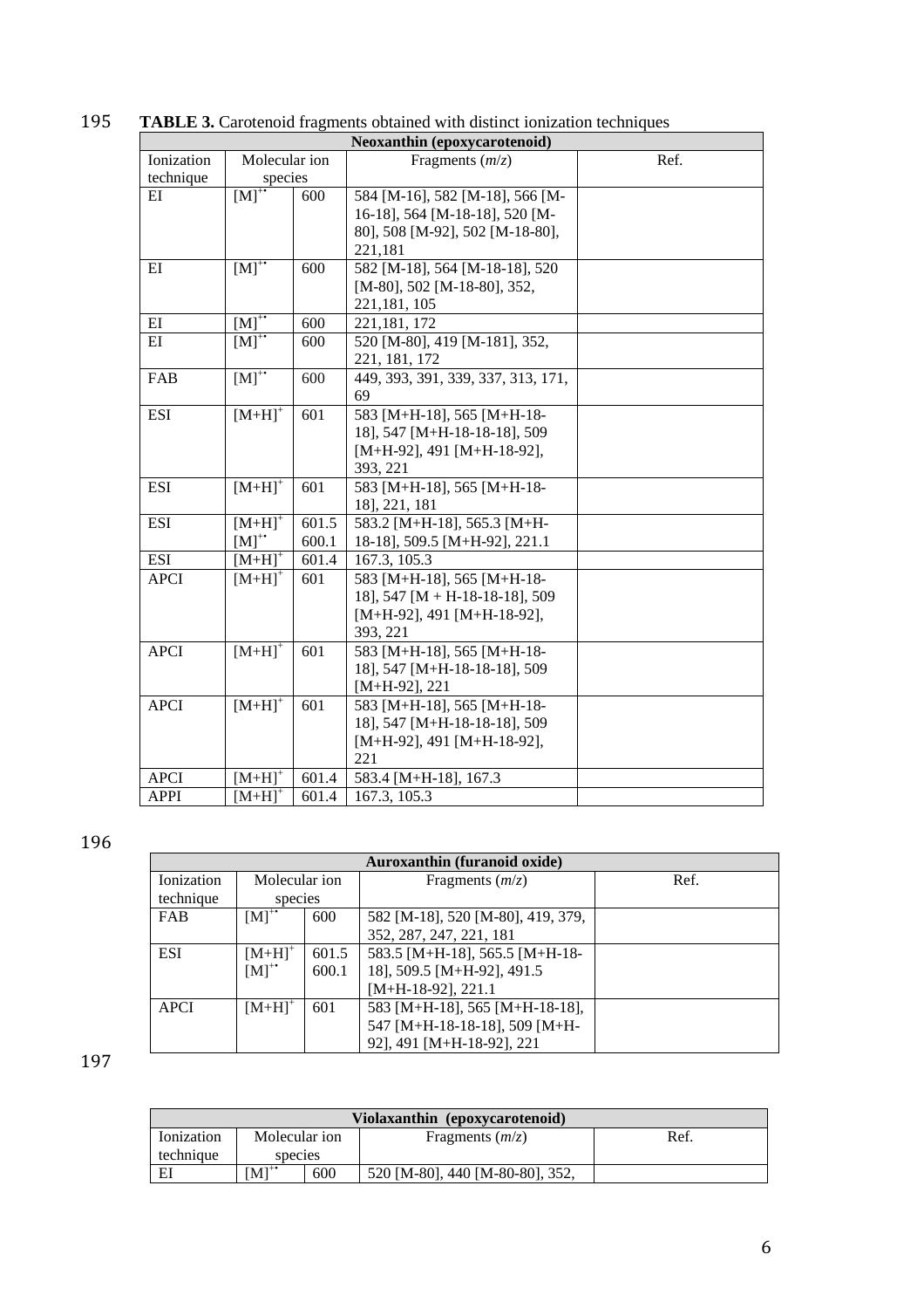**TABLE 3.** Carotenoid fragments obtained with distinct ionization techniques

| Neoxanthin (epoxycarotenoid) | | | | |
|---|---|---|---|---|
| Ionization technique | Molecular ion species | | Fragments (*m/z*) | Ref. |
| EI | $[M]^{+\bullet}$ | 600 | 584 [M-16], 582 [M-18], 566 [M-16-18], 564 [M-18-18], 520 [M-80], 508 [M-92], 502 [M-18-80], 221,181 | |
| EI | $[M]^{+\bullet}$ | 600 | 582 [M-18], 564 [M-18-18], 520 [M-80], 502 [M-18-80], 352, 221,181, 105 | |
| EI | $[M]^{+\bullet}$ | 600 | 221,181, 172 | |
| EI | $[M]^{+\bullet}$ | 600 | 520 [M-80], 419 [M-181], 352, 221, 181, 172 | |
| FAB | $[M]^{+\bullet}$ | 600 | 449, 393, 391, 339, 337, 313, 171, 69 | |
| ESI | $[M+H]^{+}$ | 601 | 583 [M+H-18], 565 [M+H-18-18], 547 [M+H-18-18-18], 509 [M+H-92], 491 [M+H-18-92], 393, 221 | |
| ESI | $[M+H]^{+}$ | 601 | 583 [M+H-18], 565 [M+H-18-18], 221, 181 | |
| ESI | $[M+H]^{+}$ $[M]^{+\bullet}$ | 601.5 600.1 | 583.2 [M+H-18], 565.3 [M+H-18-18], 509.5 [M+H-92], 221.1 | |
| ESI | $[M+H]^{+}$ | 601.4 | 167.3, 105.3 | |
| APCI | $[M+H]^{+}$ | 601 | 583 [M+H-18], 565 [M+H-18-18], 547 [M + H-18-18-18], 509 [M+H-92], 491 [M+H-18-92], 393, 221 | |
| APCI | $[M+H]^{+}$ | 601 | 583 [M+H-18], 565 [M+H-18-18], 547 [M+H-18-18-18], 509 [M+H-92], 221 | |
| APCI | $[M+H]^{+}$ | 601 | 583 [M+H-18], 565 [M+H-18-18], 547 [M+H-18-18-18], 509 [M+H-92], 491 [M+H-18-92], 221 | |
| APCI | $[M+H]^{+}$ | 601.4 | 583.4 [M+H-18], 167.3 | |
| APPI | $[M+H]^{+}$ | 601.4 | 167.3, 105.3 | |

| Auroxanthin (furanoid oxide) | | | | |
|---|---|---|---|---|
| Ionization technique | Molecular ion species | | Fragments (*m/z*) | Ref. |
| FAB | $[M]^{+\bullet}$ | 600 | 582 [M-18], 520 [M-80], 419, 379, 352, 287, 247, 221, 181 | |
| ESI | $[M+H]^{+}$ $[M]^{+\bullet}$ | 601.5 600.1 | 583.5 [M+H-18], 565.5 [M+H-18-18], 509.5 [M+H-92], 491.5 [M+H-18-92], 221.1 | |
| APCI | $[M+H]^{+}$ | 601 | 583 [M+H-18], 565 [M+H-18-18], 547 [M+H-18-18-18], 509 [M+H-92], 491 [M+H-18-92], 221 | |

| Violaxanthin (epoxycarotenoid) | | | | |
|---|---|---|---|---|
| Ionization technique | Molecular ion species | | Fragments (*m/z*) | Ref. |
| EI | $[M]^{+\bullet}$ | 600 | 520 [M-80], 440 [M-80-80], 352, | |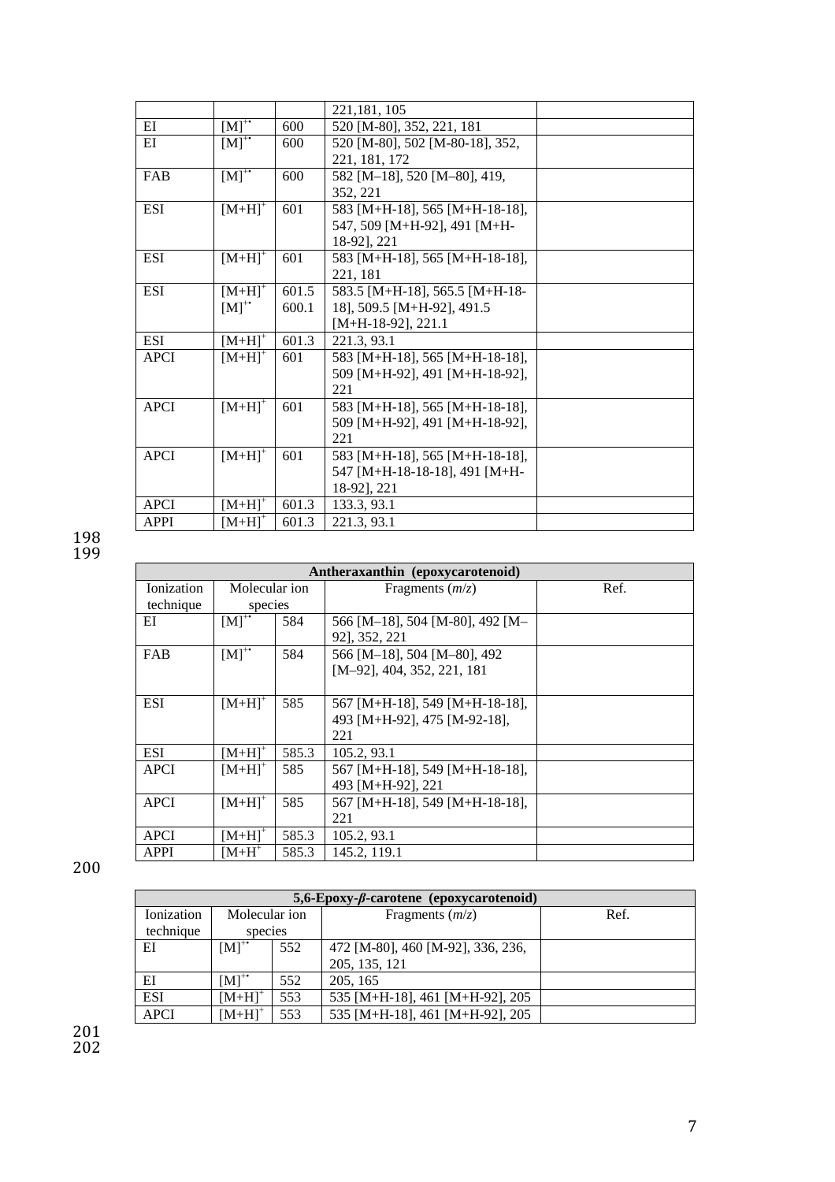| | | | | |
|---|---|---|---|---|
| | | | 221,181, 105 | |
| EI | $[M]^{+\bullet}$ | 600 | 520 [M-80], 352, 221, 181 | |
| EI | $[M]^{+\bullet}$ | 600 | 520 [M-80], 502 [M-80-18], 352, 221, 181, 172 | |
| FAB | $[M]^{+\bullet}$ | 600 | 582 [M–18], 520 [M–80], 419, 352, 221 | |
| ESI | $[M+H]^{+}$ | 601 | 583 [M+H-18], 565 [M+H-18-18], 547, 509 [M+H-92], 491 [M+H-18-92], 221 | |
| ESI | $[M+H]^{+}$ | 601 | 583 [M+H-18], 565 [M+H-18-18], 221, 181 | |
| ESI | $[M+H]^{+}$ $[M]^{+\bullet}$ | 601.5 600.1 | 583.5 [M+H-18], 565.5 [M+H-18-18], 509.5 [M+H-92], 491.5 [M+H-18-92], 221.1 | |
| ESI | $[M+H]^{+}$ | 601.3 | 221.3, 93.1 | |
| APCI | $[M+H]^{+}$ | 601 | 583 [M+H-18], 565 [M+H-18-18], 509 [M+H-92], 491 [M+H-18-92], 221 | |
| APCI | $[M+H]^{+}$ | 601 | 583 [M+H-18], 565 [M+H-18-18], 509 [M+H-92], 491 [M+H-18-92], 221 | |
| APCI | $[M+H]^{+}$ | 601 | 583 [M+H-18], 565 [M+H-18-18], 547 [M+H-18-18-18], 491 [M+H-18-92], 221 | |
| APCI | $[M+H]^{+}$ | 601.3 | 133.3, 93.1 | |
| APPI | $[M+H]^{+}$ | 601.3 | 221.3, 93.1 | |

| **Antheraxanthin (epoxycarotenoid)** | | | | |
|---|---|---|---|---|
| Ionization technique | Molecular ion species | | Fragments (*m/z*) | Ref. |
| EI | $[M]^{+\bullet}$ | 584 | 566 [M–18], 504 [M-80], 492 [M–92], 352, 221 | |
| FAB | $[M]^{+\bullet}$ | 584 | 566 [M–18], 504 [M–80], 492 [M–92], 404, 352, 221, 181 | |
| ESI | $[M+H]^{+}$ | 585 | 567 [M+H-18], 549 [M+H-18-18], 493 [M+H-92], 475 [M-92-18], 221 | |
| ESI | $[M+H]^{+}$ | 585.3 | 105.2, 93.1 | |
| APCI | $[M+H]^{+}$ | 585 | 567 [M+H-18], 549 [M+H-18-18], 493 [M+H-92], 221 | |
| APCI | $[M+H]^{+}$ | 585 | 567 [M+H-18], 549 [M+H-18-18], 221 | |
| APCI | $[M+H]^{+}$ | 585.3 | 105.2, 93.1 | |
| APPI | $[M+H^{+}$ | 585.3 | 145.2, 119.1 | |

| **5,6-Epoxy-*β*-carotene (epoxycarotenoid)** | | | | |
|---|---|---|---|---|
| Ionization technique | Molecular ion species | | Fragments (*m/z*) | Ref. |
| EI | $[M]^{+\bullet}$ | 552 | 472 [M-80], 460 [M-92], 336, 236, 205, 135, 121 | |
| EI | $[M]^{+\bullet}$ | 552 | 205, 165 | |
| ESI | $[M+H]^{+}$ | 553 | 535 [M+H-18], 461 [M+H-92], 205 | |
| APCI | $[M+H]^{+}$ | 553 | 535 [M+H-18], 461 [M+H-92], 205 | |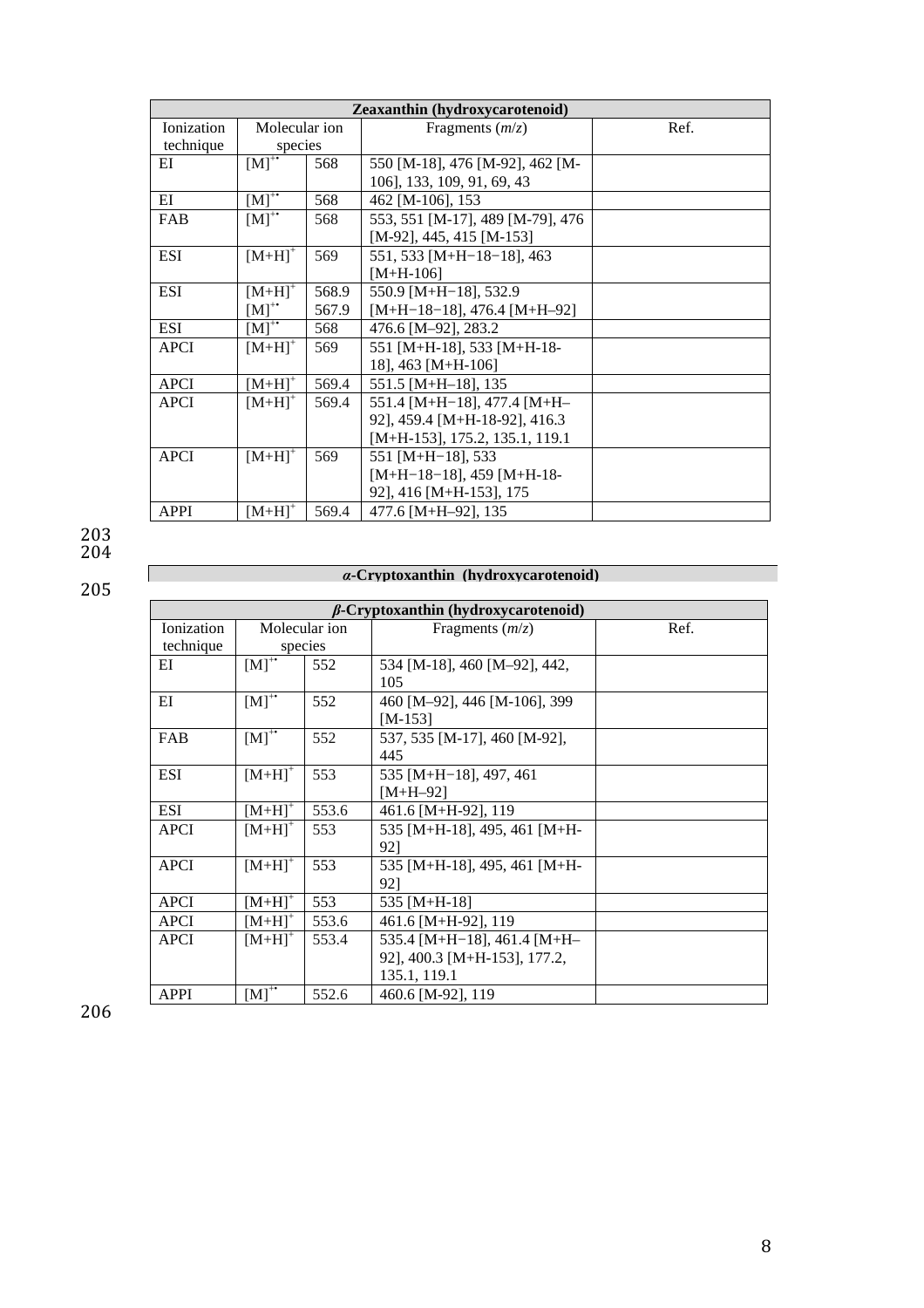| Zeaxanthin (hydroxycarotenoid) | | | | |
|---|---|---|---|---|
| Ionization technique | Molecular ion species | | Fragments (*m*/*z*) | Ref. |
| EI | $[M]^{+\bullet}$ | 568 | 550 [M-18], 476 [M-92], 462 [M-106], 133, 109, 91, 69, 43 | |
| EI | $[M]^{+\bullet}$ | 568 | 462 [M-106], 153 | |
| FAB | $[M]^{+\bullet}$ | 568 | 553, 551 [M-17], 489 [M-79], 476 [M-92], 445, 415 [M-153] | |
| ESI | $[M+H]^{+}$ | 569 | 551, 533 [M+H−18−18], 463 [M+H-106] | |
| ESI | $[M+H]^{+}$ $[M]^{+\bullet}$ | 568.9 567.9 | 550.9 [M+H−18], 532.9 [M+H−18−18], 476.4 [M+H–92] | |
| ESI | $[M]^{+\bullet}$ | 568 | 476.6 [M–92], 283.2 | |
| APCI | $[M+H]^{+}$ | 569 | 551 [M+H-18], 533 [M+H-18-18], 463 [M+H-106] | |
| APCI | $[M+H]^{+}$ | 569.4 | 551.5 [M+H–18], 135 | |
| APCI | $[M+H]^{+}$ | 569.4 | 551.4 [M+H−18], 477.4 [M+H–92], 459.4 [M+H-18-92], 416.3 [M+H-153], 175.2, 135.1, 119.1 | |
| APCI | $[M+H]^{+}$ | 569 | 551 [M+H−18], 533 [M+H−18−18], 459 [M+H-18-92], 416 [M+H-153], 175 | |
| APPI | $[M+H]^{+}$ | 569.4 | 477.6 [M+H–92], 135 | |

***α*-Cryptoxanthin (hydroxycarotenoid)**

| *β*-Cryptoxanthin (hydroxycarotenoid) | | | | |
|---|---|---|---|---|
| Ionization technique | Molecular ion species | | Fragments (*m*/*z*) | Ref. |
| EI | $[M]^{+\bullet}$ | 552 | 534 [M-18], 460 [M–92], 442, 105 | |
| EI | $[M]^{+\bullet}$ | 552 | 460 [M–92], 446 [M-106], 399 [M-153] | |
| FAB | $[M]^{+\bullet}$ | 552 | 537, 535 [M-17], 460 [M-92], 445 | |
| ESI | $[M+H]^{+}$ | 553 | 535 [M+H−18], 497, 461 [M+H–92] | |
| ESI | $[M+H]^{+}$ | 553.6 | 461.6 [M+H-92], 119 | |
| APCI | $[M+H]^{+}$ | 553 | 535 [M+H-18], 495, 461 [M+H-92] | |
| APCI | $[M+H]^{+}$ | 553 | 535 [M+H-18], 495, 461 [M+H-92] | |
| APCI | $[M+H]^{+}$ | 553 | 535 [M+H-18] | |
| APCI | $[M+H]^{+}$ | 553.6 | 461.6 [M+H-92], 119 | |
| APCI | $[M+H]^{+}$ | 553.4 | 535.4 [M+H−18], 461.4 [M+H–92], 400.3 [M+H-153], 177.2, 135.1, 119.1 | |
| APPI | $[M]^{+\bullet}$ | 552.6 | 460.6 [M-92], 119 | |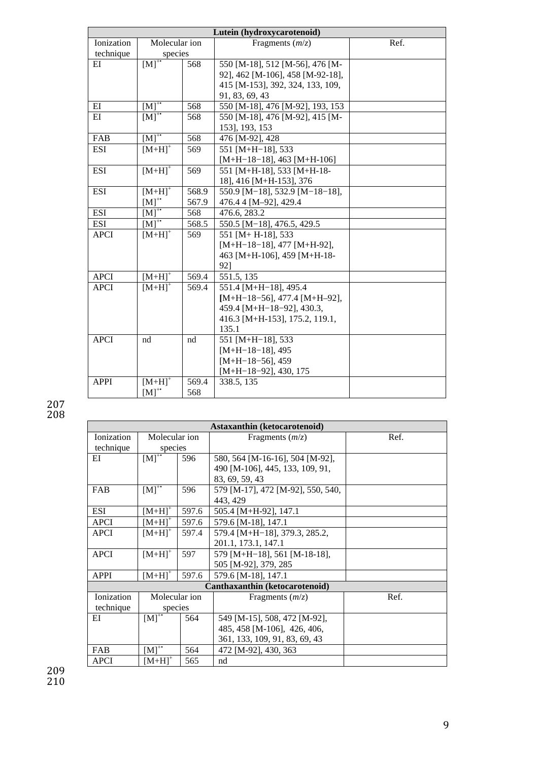| Lutein (hydroxycarotenoid) | | | | |
|---|---|---|---|---|
| Ionization technique | Molecular ion species | | Fragments (*m*/*z*) | Ref. |
| EI | $[M]^{+\bullet}$ | 568 | 550 [M-18], 512 [M-56], 476 [M-92], 462 [M-106], 458 [M-92-18], 415 [M-153], 392, 324, 133, 109, 91, 83, 69, 43 | |
| EI | $[M]^{+\bullet}$ | 568 | 550 [M-18], 476 [M-92], 193, 153 | |
| EI | $[M]^{+\bullet}$ | 568 | 550 [M-18], 476 [M-92], 415 [M-153], 193, 153 | |
| FAB | $[M]^{+\bullet}$ | 568 | 476 [M-92], 428 | |
| ESI | $[M+H]^{+}$ | 569 | 551 [M+H−18], 533 [M+H−18−18], 463 [M+H-106] | |
| ESI | $[M+H]^{+}$ | 569 | 551 [M+H-18], 533 [M+H-18-18], 416 [M+H-153], 376 | |
| ESI | $[M+H]^{+}$ $[M]^{+\bullet}$ | 568.9 567.9 | 550.9 [M−18], 532.9 [M−18−18], 476.4 4 [M–92], 429.4 | |
| ESI | $[M]^{+\bullet}$ | 568 | 476.6, 283.2 | |
| ESI | $[M]^{+\bullet}$ | 568.5 | 550.5 [M−18], 476.5, 429.5 | |
| APCI | $[M+H]^{+}$ | 569 | 551 [M+ H-18], 533 [M+H−18−18], 477 [M+H-92], 463 [M+H-106], 459 [M+H-18-92] | |
| APCI | $[M+H]^{+}$ | 569.4 | 551.5, 135 | |
| APCI | $[M+H]^{+}$ | 569.4 | 551.4 [M+H−18], 495.4 [M+H−18−56], 477.4 [M+H–92], 459.4 [M+H−18−92], 430.3, 416.3 [M+H-153], 175.2, 119.1, 135.1 | |
| APCI | nd | nd | 551 [M+H−18], 533 [M+H−18−18], 495 [M+H−18−56], 459 [M+H−18−92], 430, 175 | |
| APPI | $[M+H]^{+}$ $[M]^{+\bullet}$ | 569.4 568 | 338.5, 135 | |

| Astaxanthin (ketocarotenoid) | | | | |
|---|---|---|---|---|
| Ionization technique | Molecular ion species | | Fragments (*m*/*z*) | Ref. |
| EI | $[M]^{+\bullet}$ | 596 | 580, 564 [M-16-16], 504 [M-92], 490 [M-106], 445, 133, 109, 91, 83, 69, 59, 43 | |
| FAB | $[M]^{+\bullet}$ | 596 | 579 [M-17], 472 [M-92], 550, 540, 443, 429 | |
| ESI | $[M+H]^{+}$ | 597.6 | 505.4 [M+H-92], 147.1 | |
| APCI | $[M+H]^{+}$ | 597.6 | 579.6 [M-18], 147.1 | |
| APCI | $[M+H]^{+}$ | 597.4 | 579.4 [M+H−18], 379.3, 285.2, 201.1, 173.1, 147.1 | |
| APCI | $[M+H]^{+}$ | 597 | 579 [M+H−18], 561 [M-18-18], 505 [M-92], 379, 285 | |
| APPI | $[M+H]^{+}$ | 597.6 | 579.6 [M-18], 147.1 | |
| **Canthaxanthin (ketocarotenoid)** | | | | |
| Ionization technique | Molecular ion species | | Fragments (*m*/*z*) | Ref. |
| EI | $[M]^{+\bullet}$ | 564 | 549 [M-15], 508, 472 [M-92], 485, 458 [M-106], 426, 406, 361, 133, 109, 91, 83, 69, 43 | |
| FAB | $[M]^{+\bullet}$ | 564 | 472 [M-92], 430, 363 | |
| APCI | $[M+H]^{+}$ | 565 | nd | |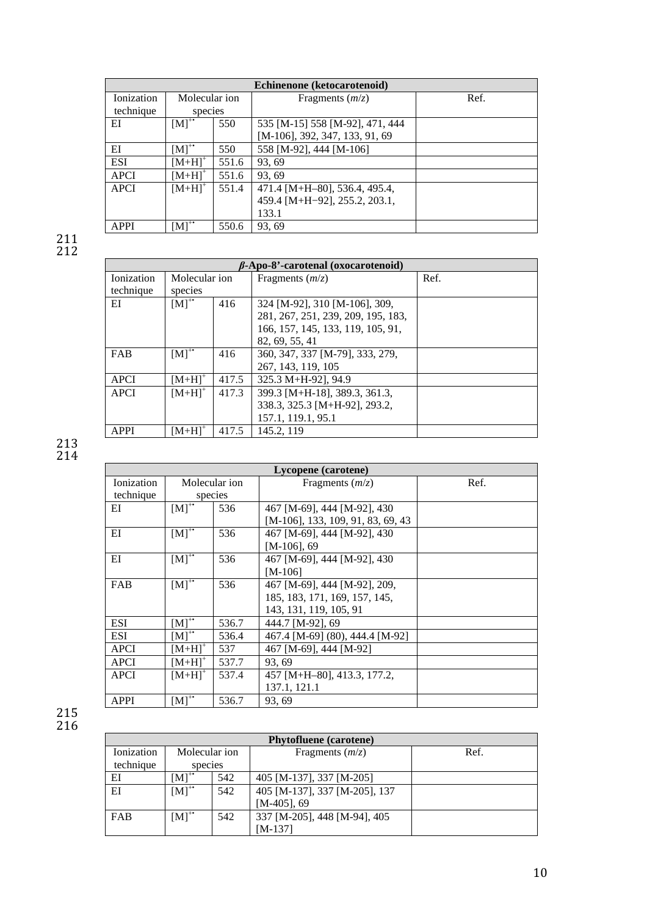| Echinenone (ketocarotenoid) | | | | |
|---|---|---|---|---|
| Ionization technique | Molecular ion species | | Fragments (*m/z*) | Ref. |
| EI | $[M]^{+•}$ | 550 | 535 [M-15] 558 [M-92], 471, 444 [M-106], 392, 347, 133, 91, 69 | |
| EI | $[M]^{+•}$ | 550 | 558 [M-92], 444 [M-106] | |
| ESI | $[M+H]^{+}$ | 551.6 | 93, 69 | |
| APCI | $[M+H]^{+}$ | 551.6 | 93, 69 | |
| APCI | $[M+H]^{+}$ | 551.4 | 471.4 [M+H–80], 536.4, 495.4, 459.4 [M+H−92], 255.2, 203.1, 133.1 | |
| APPI | $[M]^{+•}$ | 550.6 | 93, 69 | |

| ***β*-Apo-8'-carotenal (oxocarotenoid)** | | | | |
|---|---|---|---|---|
| Ionization technique | Molecular ion species | | Fragments (*m/z*) | Ref. |
| EI | $[M]^{+•}$ | 416 | 324 [M-92], 310 [M-106], 309, 281, 267, 251, 239, 209, 195, 183, 166, 157, 145, 133, 119, 105, 91, 82, 69, 55, 41 | |
| FAB | $[M]^{+•}$ | 416 | 360, 347, 337 [M-79], 333, 279, 267, 143, 119, 105 | |
| APCI | $[M+H]^{+}$ | 417.5 | 325.3 M+H-92], 94.9 | |
| APCI | $[M+H]^{+}$ | 417.3 | 399.3 [M+H-18], 389.3, 361.3, 338.3, 325.3 [M+H-92], 293.2, 157.1, 119.1, 95.1 | |
| APPI | $[M+H]^{+}$ | 417.5 | 145.2, 119 | |

| Lycopene (carotene) | | | | |
|---|---|---|---|---|
| Ionization technique | Molecular ion species | | Fragments (*m/z*) | Ref. |
| EI | $[M]^{+•}$ | 536 | 467 [M-69], 444 [M-92], 430 [M-106], 133, 109, 91, 83, 69, 43 | |
| EI | $[M]^{+•}$ | 536 | 467 [M-69], 444 [M-92], 430 [M-106], 69 | |
| EI | $[M]^{+•}$ | 536 | 467 [M-69], 444 [M-92], 430 [M-106] | |
| FAB | $[M]^{+•}$ | 536 | 467 [M-69], 444 [M-92], 209, 185, 183, 171, 169, 157, 145, 143, 131, 119, 105, 91 | |
| ESI | $[M]^{+•}$ | 536.7 | 444.7 [M-92], 69 | |
| ESI | $[M]^{+•}$ | 536.4 | 467.4 [M-69] (80), 444.4 [M-92] | |
| APCI | $[M+H]^{+}$ | 537 | 467 [M-69], 444 [M-92] | |
| APCI | $[M+H]^{+}$ | 537.7 | 93, 69 | |
| APCI | $[M+H]^{+}$ | 537.4 | 457 [M+H–80], 413.3, 177.2, 137.1, 121.1 | |
| APPI | $[M]^{+•}$ | 536.7 | 93, 69 | |

| Phytofluene (carotene) | | | | |
|---|---|---|---|---|
| Ionization technique | Molecular ion species | | Fragments (*m/z*) | Ref. |
| EI | $[M]^{+•}$ | 542 | 405 [M-137], 337 [M-205] | |
| EI | $[M]^{+•}$ | 542 | 405 [M-137], 337 [M-205], 137 [M-405], 69 | |
| FAB | $[M]^{+•}$ | 542 | 337 [M-205], 448 [M-94], 405 [M-137] | |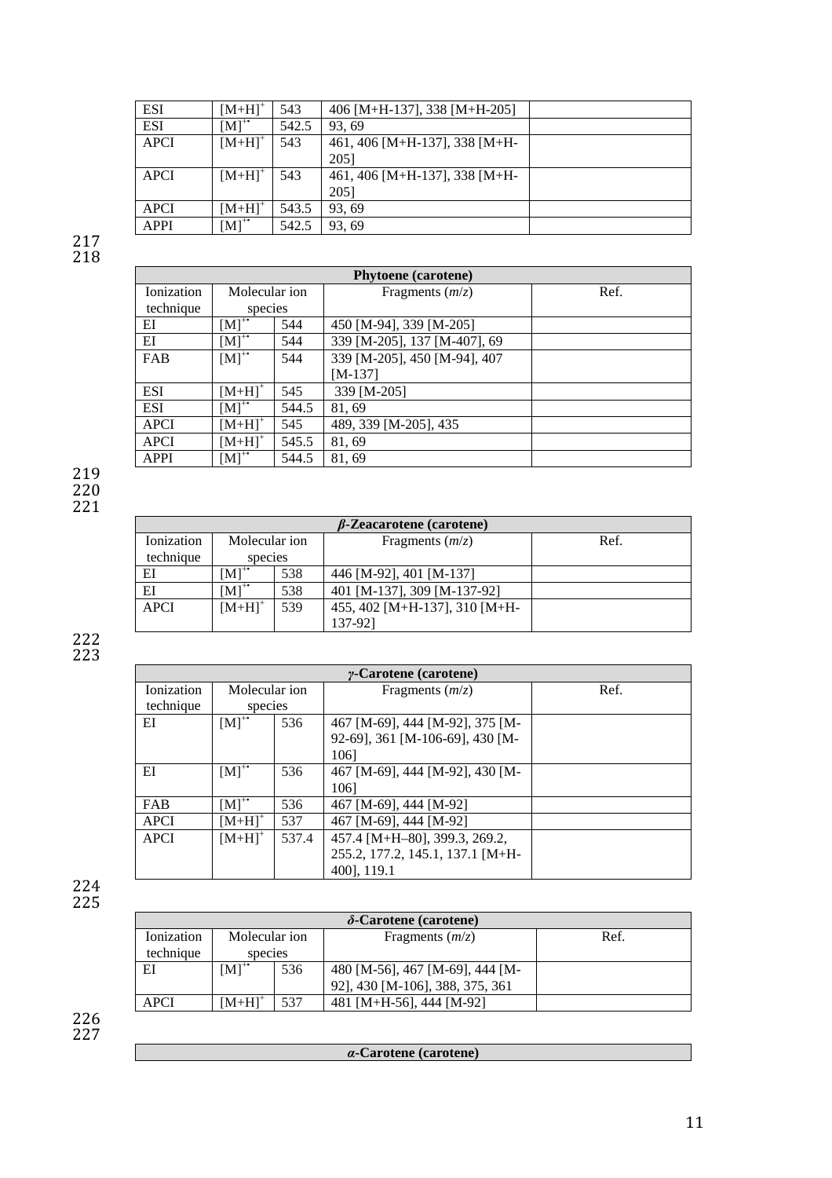| ESI | $[M+H]^+$ | 543 | 406 [M+H-137], 338 [M+H-205] | |
|---|---|---|---|---|
| ESI | $[M]^{+\bullet}$ | 542.5 | 93, 69 | |
| APCI | $[M+H]^+$ | 543 | 461, 406 [M+H-137], 338 [M+H-205] | |
| APCI | $[M+H]^+$ | 543 | 461, 406 [M+H-137], 338 [M+H-205] | |
| APCI | $[M+H]^+$ | 543.5 | 93, 69 | |
| APPI | $[M]^{+\bullet}$ | 542.5 | 93, 69 | |

| **Phytoene (carotene)** | | | | |
|---|---|---|---|---|
| Ionization technique | Molecular ion species | | Fragments (*m*/*z*) | Ref. |
| EI | $[M]^{+\bullet}$ | 544 | 450 [M-94], 339 [M-205] | |
| EI | $[M]^{+\bullet}$ | 544 | 339 [M-205], 137 [M-407], 69 | |
| FAB | $[M]^{+\bullet}$ | 544 | 339 [M-205], 450 [M-94], 407 [M-137] | |
| ESI | $[M+H]^+$ | 545 | 339 [M-205] | |
| ESI | $[M]^{+\bullet}$ | 544.5 | 81, 69 | |
| APCI | $[M+H]^+$ | 545 | 489, 339 [M-205], 435 | |
| APCI | $[M+H]^+$ | 545.5 | 81, 69 | |
| APPI | $[M]^{+\bullet}$ | 544.5 | 81, 69 | |

| ***β*-Zeacarotene (carotene)** | | | | |
|---|---|---|---|---|
| Ionization technique | Molecular ion species | | Fragments (*m*/*z*) | Ref. |
| EI | $[M]^{+\bullet}$ | 538 | 446 [M-92], 401 [M-137] | |
| EI | $[M]^{+\bullet}$ | 538 | 401 [M-137], 309 [M-137-92] | |
| APCI | $[M+H]^+$ | 539 | 455, 402 [M+H-137], 310 [M+H-137-92] | |

| ***γ*-Carotene (carotene)** | | | | |
|---|---|---|---|---|
| Ionization technique | Molecular ion species | | Fragments (*m*/*z*) | Ref. |
| EI | $[M]^{+\bullet}$ | 536 | 467 [M-69], 444 [M-92], 375 [M-92-69], 361 [M-106-69], 430 [M-106] | |
| EI | $[M]^{+\bullet}$ | 536 | 467 [M-69], 444 [M-92], 430 [M-106] | |
| FAB | $[M]^{+\bullet}$ | 536 | 467 [M-69], 444 [M-92] | |
| APCI | $[M+H]^+$ | 537 | 467 [M-69], 444 [M-92] | |
| APCI | $[M+H]^+$ | 537.4 | 457.4 [M+H–80], 399.3, 269.2, 255.2, 177.2, 145.1, 137.1 [M+H-400], 119.1 | |

| ***δ*-Carotene (carotene)** | | | | |
|---|---|---|---|---|
| Ionization technique | Molecular ion species | | Fragments (*m*/*z*) | Ref. |
| EI | $[M]^{+\bullet}$ | 536 | 480 [M-56], 467 [M-69], 444 [M-92], 430 [M-106], 388, 375, 361 | |
| APCI | $[M+H]^+$ | 537 | 481 [M+H-56], 444 [M-92] | |

| ***α*-Carotene (carotene)** |
|---|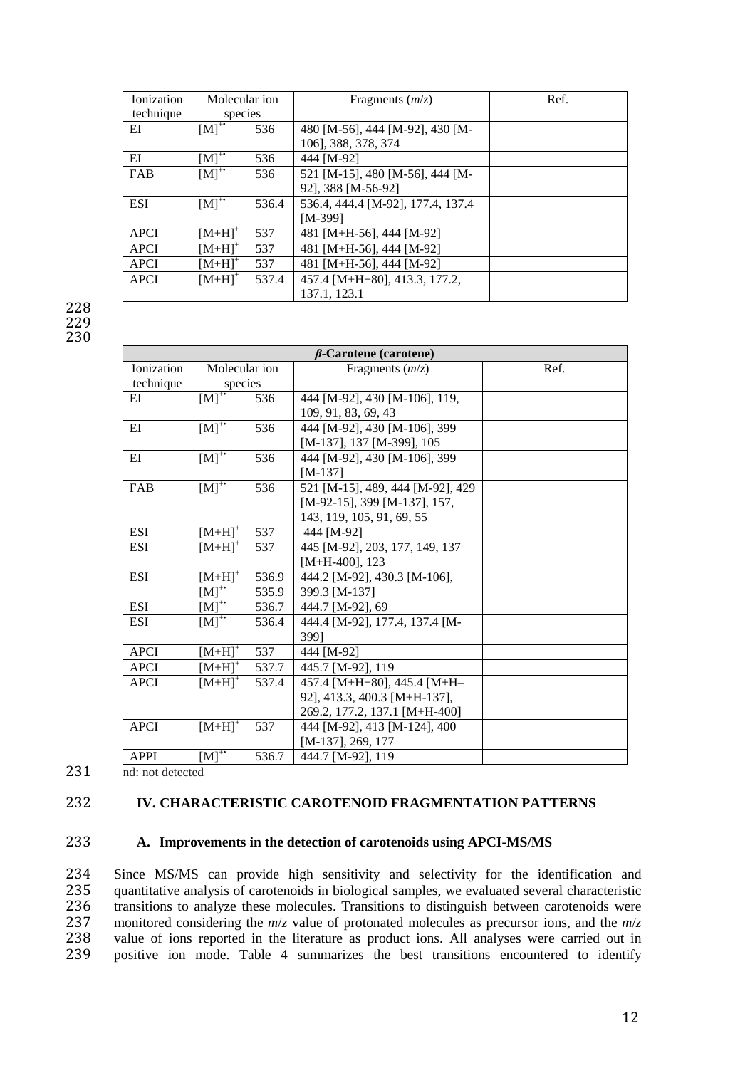| Ionization technique | Molecular ion species | | Fragments ($m/z$) | Ref. |
|---|---|---|---|---|
| EI | $[M]^{+\bullet}$ | 536 | 480 [M-56], 444 [M-92], 430 [M-106], 388, 378, 374 | |
| EI | $[M]^{+\bullet}$ | 536 | 444 [M-92] | |
| FAB | $[M]^{+\bullet}$ | 536 | 521 [M-15], 480 [M-56], 444 [M-92], 388 [M-56-92] | |
| ESI | $[M]^{+\bullet}$ | 536.4 | 536.4, 444.4 [M-92], 177.4, 137.4 [M-399] | |
| APCI | $[M+H]^{+}$ | 537 | 481 [M+H-56], 444 [M-92] | |
| APCI | $[M+H]^{+}$ | 537 | 481 [M+H-56], 444 [M-92] | |
| APCI | $[M+H]^{+}$ | 537 | 481 [M+H-56], 444 [M-92] | |
| APCI | $[M+H]^{+}$ | 537.4 | 457.4 [M+H−80], 413.3, 177.2, 137.1, 123.1 | |

| ***β*-Carotene (carotene)** | | | | |
|---|---|---|---|---|
| Ionization technique | Molecular ion species | | Fragments ($m/z$) | Ref. |
| EI | $[M]^{+\bullet}$ | 536 | 444 [M-92], 430 [M-106], 119, 109, 91, 83, 69, 43 | |
| EI | $[M]^{+\bullet}$ | 536 | 444 [M-92], 430 [M-106], 399 [M-137], 137 [M-399], 105 | |
| EI | $[M]^{+\bullet}$ | 536 | 444 [M-92], 430 [M-106], 399 [M-137] | |
| FAB | $[M]^{+\bullet}$ | 536 | 521 [M-15], 489, 444 [M-92], 429 [M-92-15], 399 [M-137], 157, 143, 119, 105, 91, 69, 55 | |
| ESI | $[M+H]^{+}$ | 537 | 444 [M-92] | |
| ESI | $[M+H]^{+}$ | 537 | 445 [M-92], 203, 177, 149, 137 [M+H-400], 123 | |
| ESI | $[M+H]^{+}$ $[M]^{+\bullet}$ | 536.9 535.9 | 444.2 [M-92], 430.3 [M-106], 399.3 [M-137] | |
| ESI | $[M]^{+\bullet}$ | 536.7 | 444.7 [M-92], 69 | |
| ESI | $[M]^{+\bullet}$ | 536.4 | 444.4 [M-92], 177.4, 137.4 [M-399] | |
| APCI | $[M+H]^{+}$ | 537 | 444 [M-92] | |
| APCI | $[M+H]^{+}$ | 537.7 | 445.7 [M-92], 119 | |
| APCI | $[M+H]^{+}$ | 537.4 | 457.4 [M+H−80], 445.4 [M+H–92], 413.3, 400.3 [M+H-137], 269.2, 177.2, 137.1 [M+H-400] | |
| APCI | $[M+H]^{+}$ | 537 | 444 [M-92], 413 [M-124], 400 [M-137], 269, 177 | |
| APPI | $[M]^{+\bullet}$ | 536.7 | 444.7 [M-92], 119 | |

nd: not detected

## IV. CHARACTERISTIC CAROTENOID FRAGMENTATION PATTERNS

### A. Improvements in the detection of carotenoids using APCI-MS/MS

Since MS/MS can provide high sensitivity and selectivity for the identification and quantitative analysis of carotenoids in biological samples, we evaluated several characteristic transitions to analyze these molecules. Transitions to distinguish between carotenoids were monitored considering the $m/z$ value of protonated molecules as precursor ions, and the $m/z$ value of ions reported in the literature as product ions. All analyses were carried out in positive ion mode. Table 4 summarizes the best transitions encountered to identify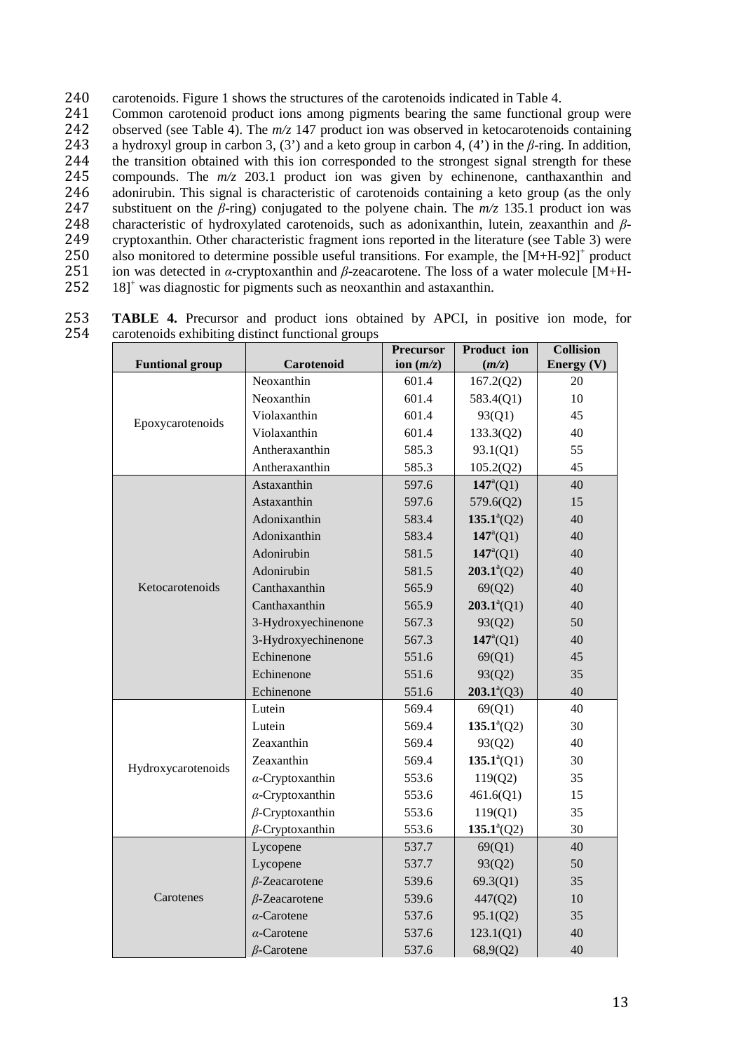carotenoids. Figure 1 shows the structures of the carotenoids indicated in Table 4.

Common carotenoid product ions among pigments bearing the same functional group were observed (see Table 4). The *m/z* 147 product ion was observed in ketocarotenoids containing a hydroxyl group in carbon 3, (3') and a keto group in carbon 4, (4') in the *β*-ring. In addition, the transition obtained with this ion corresponded to the strongest signal strength for these compounds. The *m/z* 203.1 product ion was given by echinenone, canthaxanthin and adonirubin. This signal is characteristic of carotenoids containing a keto group (as the only substituent on the *β*-ring) conjugated to the polyene chain. The *m/z* 135.1 product ion was characteristic of hydroxylated carotenoids, such as adonixanthin, lutein, zeaxanthin and *β*-cryptoxanthin. Other characteristic fragment ions reported in the literature (see Table 3) were also monitored to determine possible useful transitions. For example, the $[M+H-92]^+$ product ion was detected in *α*-cryptoxanthin and *β*-zeacarotene. The loss of a water molecule $[M+H-18]^+$ was diagnostic for pigments such as neoxanthin and astaxanthin.

**TABLE 4.** Precursor and product ions obtained by APCI, in positive ion mode, for carotenoids exhibiting distinct functional groups

| Funtional group | Carotenoid | Precursor ion (*m/z*) | Product ion (*m/z*) | Collision Energy (V) |
|---|---|---|---|---|
| Epoxycarotenoids | Neoxanthin | 601.4 | 167.2(Q2) | 20 |
| | Neoxanthin | 601.4 | 583.4(Q1) | 10 |
| | Violaxanthin | 601.4 | 93(Q1) | 45 |
| | Violaxanthin | 601.4 | 133.3(Q2) | 40 |
| | Antheraxanthin | 585.3 | 93.1(Q1) | 55 |
| | Antheraxanthin | 585.3 | 105.2(Q2) | 45 |
| Ketocarotenoids | Astaxanthin | 597.6 | **147**[a](Q1) | 40 |
| | Astaxanthin | 597.6 | 579.6(Q2) | 15 |
| | Adonixanthin | 583.4 | **135.1**[a](Q2) | 40 |
| | Adonixanthin | 583.4 | **147**[a](Q1) | 40 |
| | Adonirubin | 581.5 | **147**[a](Q1) | 40 |
| | Adonirubin | 581.5 | **203.1**[a](Q2) | 40 |
| | Canthaxanthin | 565.9 | 69(Q2) | 40 |
| | Canthaxanthin | 565.9 | **203.1**[a](Q1) | 40 |
| | 3-Hydroxyechinenone | 567.3 | 93(Q2) | 50 |
| | 3-Hydroxyechinenone | 567.3 | **147**[a](Q1) | 40 |
| | Echinenone | 551.6 | 69(Q1) | 45 |
| | Echinenone | 551.6 | 93(Q2) | 35 |
| | Echinenone | 551.6 | **203.1**[a](Q3) | 40 |
| Hydroxycarotenoids | Lutein | 569.4 | 69(Q1) | 40 |
| | Lutein | 569.4 | **135.1**[a](Q2) | 30 |
| | Zeaxanthin | 569.4 | 93(Q2) | 40 |
| | Zeaxanthin | 569.4 | **135.1**[a](Q1) | 30 |
| | *α*-Cryptoxanthin | 553.6 | 119(Q2) | 35 |
| | *α*-Cryptoxanthin | 553.6 | 461.6(Q1) | 15 |
| | *β*-Cryptoxanthin | 553.6 | 119(Q1) | 35 |
| | *β*-Cryptoxanthin | 553.6 | **135.1**[a](Q2) | 30 |
| Carotenes | Lycopene | 537.7 | 69(Q1) | 40 |
| | Lycopene | 537.7 | 93(Q2) | 50 |
| | *β*-Zeacarotene | 539.6 | 69.3(Q1) | 35 |
| | *β*-Zeacarotene | 539.6 | 447(Q2) | 10 |
| | *α*-Carotene | 537.6 | 95.1(Q2) | 35 |
| | *α*-Carotene | 537.6 | 123.1(Q1) | 40 |
| | *β*-Carotene | 537.6 | 68,9(Q2) | 40 |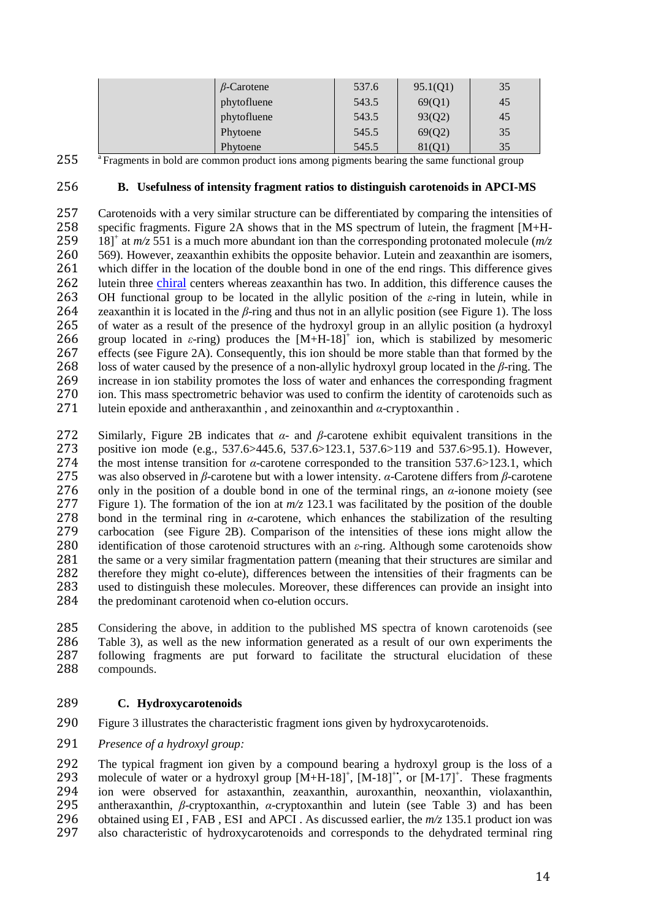| | $\beta$-Carotene | 537.6 | 95.1(Q1) | 35 |
|---|---|---|---|---|
| | phytofluene | 543.5 | 69(Q1) | 45 |
| | phytofluene | 543.5 | 93(Q2) | 45 |
| | Phytoene | 545.5 | 69(Q2) | 35 |
| | Phytoene | 545.5 | 81(Q1) | 35 |

[a] Fragments in bold are common product ions among pigments bearing the same functional group

### B. Usefulness of intensity fragment ratios to distinguish carotenoids in APCI-MS

Carotenoids with a very similar structure can be differentiated by comparing the intensities of specific fragments. Figure 2A shows that in the MS spectrum of lutein, the fragment $[M+H-18]^+$ at *m/z* 551 is a much more abundant ion than the corresponding protonated molecule (*m/z* 569). However, zeaxanthin exhibits the opposite behavior. Lutein and zeaxanthin are isomers, which differ in the location of the double bond in one of the end rings. This difference gives lutein three chiral centers whereas zeaxanthin has two. In addition, this difference causes the OH functional group to be located in the allylic position of the *ε*-ring in lutein, while in zeaxanthin it is located in the *β*-ring and thus not in an allylic position (see Figure 1). The loss of water as a result of the presence of the hydroxyl group in an allylic position (a hydroxyl group located in *ε*-ring) produces the $[M+H-18]^+$ ion, which is stabilized by mesomeric effects (see Figure 2A). Consequently, this ion should be more stable than that formed by the loss of water caused by the presence of a non-allylic hydroxyl group located in the *β*-ring. The increase in ion stability promotes the loss of water and enhances the corresponding fragment ion. This mass spectrometric behavior was used to confirm the identity of carotenoids such as lutein epoxide and antheraxanthin , and zeinoxanthin and *α*-cryptoxanthin .

Similarly, Figure 2B indicates that *α*- and *β*-carotene exhibit equivalent transitions in the positive ion mode (e.g., 537.6>445.6, 537.6>123.1, 537.6>119 and 537.6>95.1). However, the most intense transition for *α*-carotene corresponded to the transition 537.6>123.1, which was also observed in *β*-carotene but with a lower intensity. *α*-Carotene differs from *β*-carotene only in the position of a double bond in one of the terminal rings, an *α*-ionone moiety (see Figure 1). The formation of the ion at *m/z* 123.1 was facilitated by the position of the double bond in the terminal ring in *α*-carotene, which enhances the stabilization of the resulting carbocation (see Figure 2B). Comparison of the intensities of these ions might allow the identification of those carotenoid structures with an *ε*-ring. Although some carotenoids show the same or a very similar fragmentation pattern (meaning that their structures are similar and therefore they might co-elute), differences between the intensities of their fragments can be used to distinguish these molecules. Moreover, these differences can provide an insight into the predominant carotenoid when co-elution occurs.

Considering the above, in addition to the published MS spectra of known carotenoids (see Table 3), as well as the new information generated as a result of our own experiments the following fragments are put forward to facilitate the structural elucidation of these compounds.

### C. Hydroxycarotenoids

Figure 3 illustrates the characteristic fragment ions given by hydroxycarotenoids.

*Presence of a hydroxyl group:*

The typical fragment ion given by a compound bearing a hydroxyl group is the loss of a molecule of water or a hydroxyl group $[M+H-18]^+$, $[M-18]^{+\bullet}$, or $[M-17]^+$. These fragments ion were observed for astaxanthin, zeaxanthin, auroxanthin, neoxanthin, violaxanthin, antheraxanthin, *β*-cryptoxanthin, *α*-cryptoxanthin and lutein (see Table 3) and has been obtained using EI , FAB , ESI and APCI . As discussed earlier, the *m/z* 135.1 product ion was also characteristic of hydroxycarotenoids and corresponds to the dehydrated terminal ring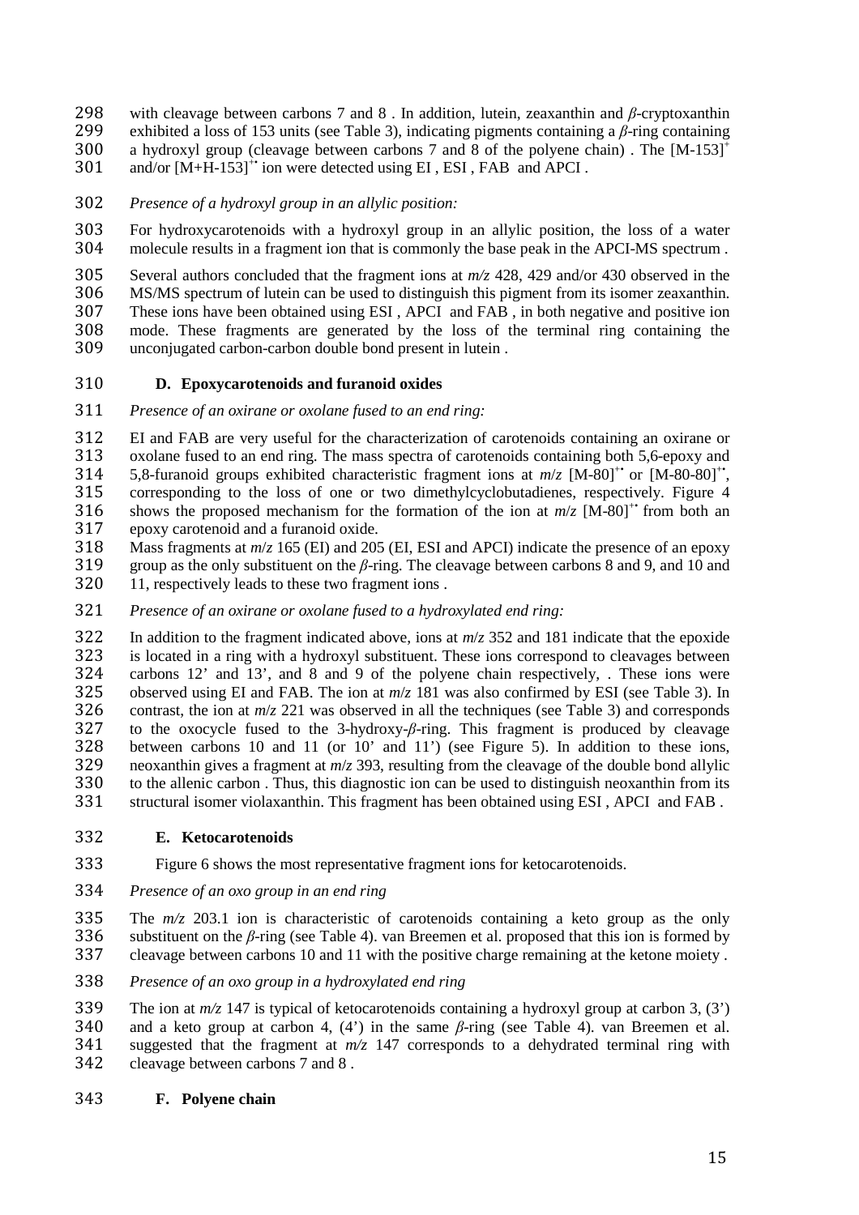with cleavage between carbons 7 and 8 . In addition, lutein, zeaxanthin and *β*-cryptoxanthin exhibited a loss of 153 units (see Table 3), indicating pigments containing a *β*-ring containing a hydroxyl group (cleavage between carbons 7 and 8 of the polyene chain) . The $[M-153]^{+}$ and/or $[M+H-153]^{+•}$ ion were detected using EI , ESI , FAB and APCI .

*Presence of a hydroxyl group in an allylic position:*

For hydroxycarotenoids with a hydroxyl group in an allylic position, the loss of a water molecule results in a fragment ion that is commonly the base peak in the APCI-MS spectrum .

Several authors concluded that the fragment ions at *m/z* 428, 429 and/or 430 observed in the MS/MS spectrum of lutein can be used to distinguish this pigment from its isomer zeaxanthin. These ions have been obtained using ESI , APCI and FAB , in both negative and positive ion mode. These fragments are generated by the loss of the terminal ring containing the unconjugated carbon-carbon double bond present in lutein .

## D. Epoxycarotenoids and furanoid oxides

*Presence of an oxirane or oxolane fused to an end ring:*

EI and FAB are very useful for the characterization of carotenoids containing an oxirane or oxolane fused to an end ring. The mass spectra of carotenoids containing both 5,6-epoxy and 5,8-furanoid groups exhibited characteristic fragment ions at *m*/*z* $[M-80]^{+•}$ or $[M-80-80]^{+•}$, corresponding to the loss of one or two dimethylcyclobutadienes, respectively. Figure 4 shows the proposed mechanism for the formation of the ion at *m*/*z* $[M-80]^{+•}$ from both an epoxy carotenoid and a furanoid oxide.

Mass fragments at *m*/*z* 165 (EI) and 205 (EI, ESI and APCI) indicate the presence of an epoxy group as the only substituent on the *β*-ring. The cleavage between carbons 8 and 9, and 10 and 11, respectively leads to these two fragment ions .

*Presence of an oxirane or oxolane fused to a hydroxylated end ring:*

In addition to the fragment indicated above, ions at *m*/*z* 352 and 181 indicate that the epoxide is located in a ring with a hydroxyl substituent. These ions correspond to cleavages between carbons 12' and 13', and 8 and 9 of the polyene chain respectively, . These ions were observed using EI and FAB. The ion at *m*/*z* 181 was also confirmed by ESI (see Table 3). In contrast, the ion at *m*/*z* 221 was observed in all the techniques (see Table 3) and corresponds to the oxocycle fused to the 3-hydroxy-*β*-ring. This fragment is produced by cleavage between carbons 10 and 11 (or 10' and 11') (see Figure 5). In addition to these ions, neoxanthin gives a fragment at *m*/*z* 393, resulting from the cleavage of the double bond allylic to the allenic carbon . Thus, this diagnostic ion can be used to distinguish neoxanthin from its structural isomer violaxanthin. This fragment has been obtained using ESI , APCI and FAB .

## E. Ketocarotenoids

Figure 6 shows the most representative fragment ions for ketocarotenoids.

*Presence of an oxo group in an end ring*

The *m/z* 203.1 ion is characteristic of carotenoids containing a keto group as the only substituent on the *β*-ring (see Table 4). van Breemen et al. proposed that this ion is formed by cleavage between carbons 10 and 11 with the positive charge remaining at the ketone moiety .

*Presence of an oxo group in a hydroxylated end ring*

The ion at *m/z* 147 is typical of ketocarotenoids containing a hydroxyl group at carbon 3, (3') and a keto group at carbon 4, (4') in the same *β*-ring (see Table 4). van Breemen et al. suggested that the fragment at *m/z* 147 corresponds to a dehydrated terminal ring with cleavage between carbons 7 and 8 .

## F. Polyene chain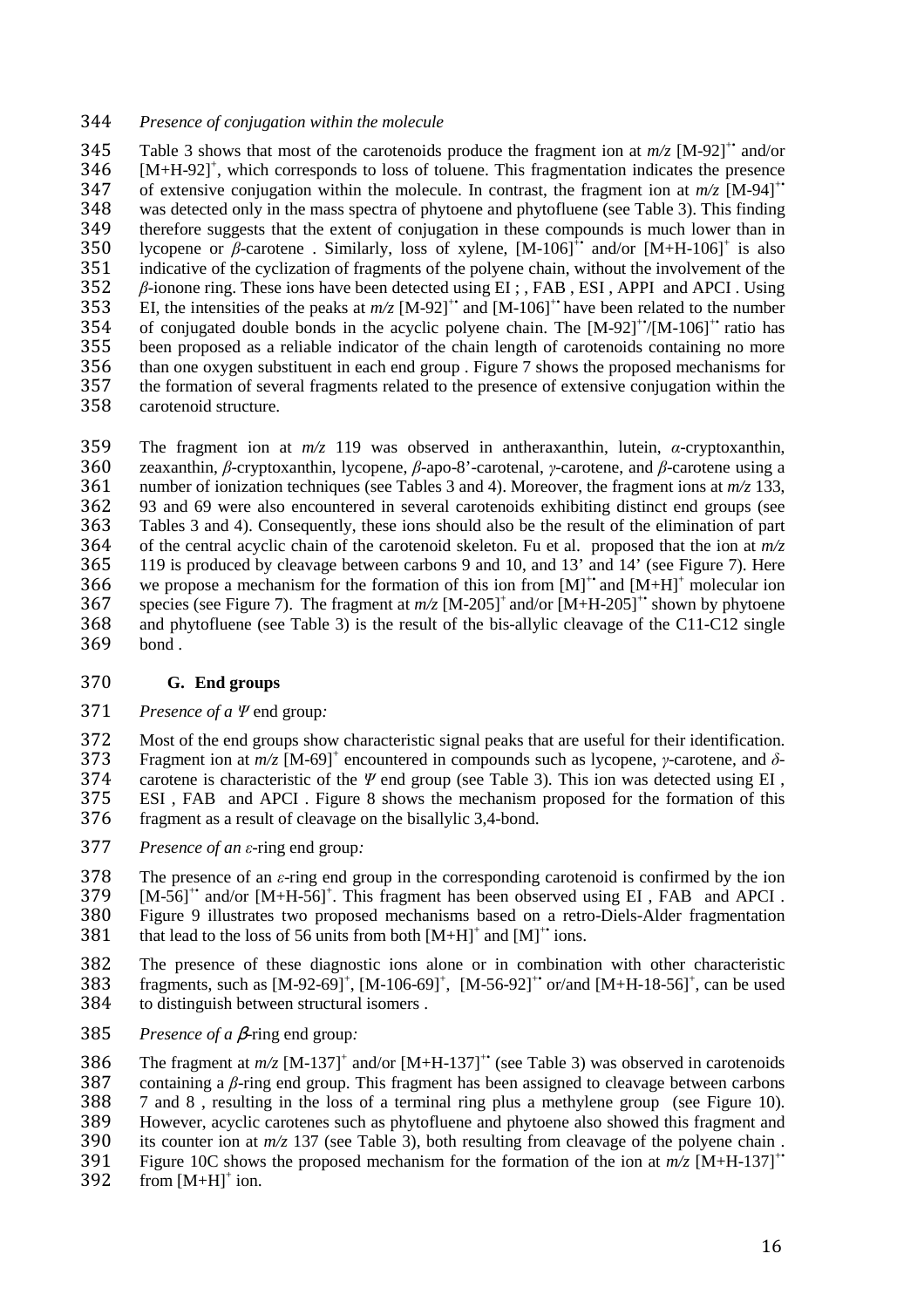*Presence of conjugation within the molecule*

Table 3 shows that most of the carotenoids produce the fragment ion at *m/z* $[M\text{-}92]^{+\bullet}$ and/or $[M\text{+}H\text{-}92]^{+}$, which corresponds to loss of toluene. This fragmentation indicates the presence of extensive conjugation within the molecule. In contrast, the fragment ion at *m/z* $[M\text{-}94]^{+\bullet}$ was detected only in the mass spectra of phytoene and phytofluene (see Table 3). This finding therefore suggests that the extent of conjugation in these compounds is much lower than in lycopene or *β*-carotene . Similarly, loss of xylene, $[M\text{-}106]^{+\bullet}$ and/or $[M\text{+}H\text{-}106]^{+}$ is also indicative of the cyclization of fragments of the polyene chain, without the involvement of the *β*-ionone ring. These ions have been detected using EI ; , FAB , ESI , APPI and APCI . Using EI, the intensities of the peaks at *m/z* $[M\text{-}92]^{+\bullet}$ and $[M\text{-}106]^{+\bullet}$ have been related to the number of conjugated double bonds in the acyclic polyene chain. The $[M\text{-}92]^{+\bullet}/[M\text{-}106]^{+\bullet}$ ratio has been proposed as a reliable indicator of the chain length of carotenoids containing no more than one oxygen substituent in each end group . Figure 7 shows the proposed mechanisms for the formation of several fragments related to the presence of extensive conjugation within the carotenoid structure.

The fragment ion at *m/z* 119 was observed in antheraxanthin, lutein, *α*-cryptoxanthin, zeaxanthin, *β*-cryptoxanthin, lycopene, *β*-apo-8'-carotenal, *γ*-carotene, and *β*-carotene using a number of ionization techniques (see Tables 3 and 4). Moreover, the fragment ions at *m/z* 133, 93 and 69 were also encountered in several carotenoids exhibiting distinct end groups (see Tables 3 and 4). Consequently, these ions should also be the result of the elimination of part of the central acyclic chain of the carotenoid skeleton. Fu et al. proposed that the ion at *m/z* 119 is produced by cleavage between carbons 9 and 10, and 13' and 14' (see Figure 7). Here we propose a mechanism for the formation of this ion from $[M]^{+\bullet}$ and $[M\text{+}H]^{+}$ molecular ion species (see Figure 7). The fragment at *m/z* $[M\text{-}205]^{+}$ and/or $[M\text{+}H\text{-}205]^{+\bullet}$ shown by phytoene and phytofluene (see Table 3) is the result of the bis-allylic cleavage of the C11-C12 single bond .

## G. End groups

*Presence of a Ψ* end group*:*

Most of the end groups show characteristic signal peaks that are useful for their identification. Fragment ion at *m/z* $[M\text{-}69]^{+}$ encountered in compounds such as lycopene, *γ*-carotene, and *δ*-carotene is characteristic of the *Ψ* end group (see Table 3). This ion was detected using EI , ESI , FAB and APCI . Figure 8 shows the mechanism proposed for the formation of this fragment as a result of cleavage on the bisallylic 3,4-bond.

*Presence of an ε-ring end group:*

The presence of an *ε*-ring end group in the corresponding carotenoid is confirmed by the ion $[M\text{-}56]^{+\bullet}$ and/or $[M\text{+}H\text{-}56]^{+}$. This fragment has been observed using EI , FAB and APCI . Figure 9 illustrates two proposed mechanisms based on a retro-Diels-Alder fragmentation that lead to the loss of 56 units from both $[M\text{+}H]^{+}$ and $[M]^{+\bullet}$ ions.

The presence of these diagnostic ions alone or in combination with other characteristic fragments, such as $[M\text{-}92\text{-}69]^{+}$, $[M\text{-}106\text{-}69]^{+}$, $[M\text{-}56\text{-}92]^{+\bullet}$ or/and $[M\text{+}H\text{-}18\text{-}56]^{+}$, can be used to distinguish between structural isomers .

*Presence of a β-ring end group:*

The fragment at *m/z* $[M\text{-}137]^{+}$ and/or $[M\text{+}H\text{-}137]^{+\bullet}$ (see Table 3) was observed in carotenoids containing a *β*-ring end group. This fragment has been assigned to cleavage between carbons 7 and 8 , resulting in the loss of a terminal ring plus a methylene group (see Figure 10). However, acyclic carotenes such as phytofluene and phytoene also showed this fragment and its counter ion at *m/z* 137 (see Table 3), both resulting from cleavage of the polyene chain . Figure 10C shows the proposed mechanism for the formation of the ion at *m/z* $[M\text{+}H\text{-}137]^{+\bullet}$ from $[M\text{+}H]^{+}$ ion.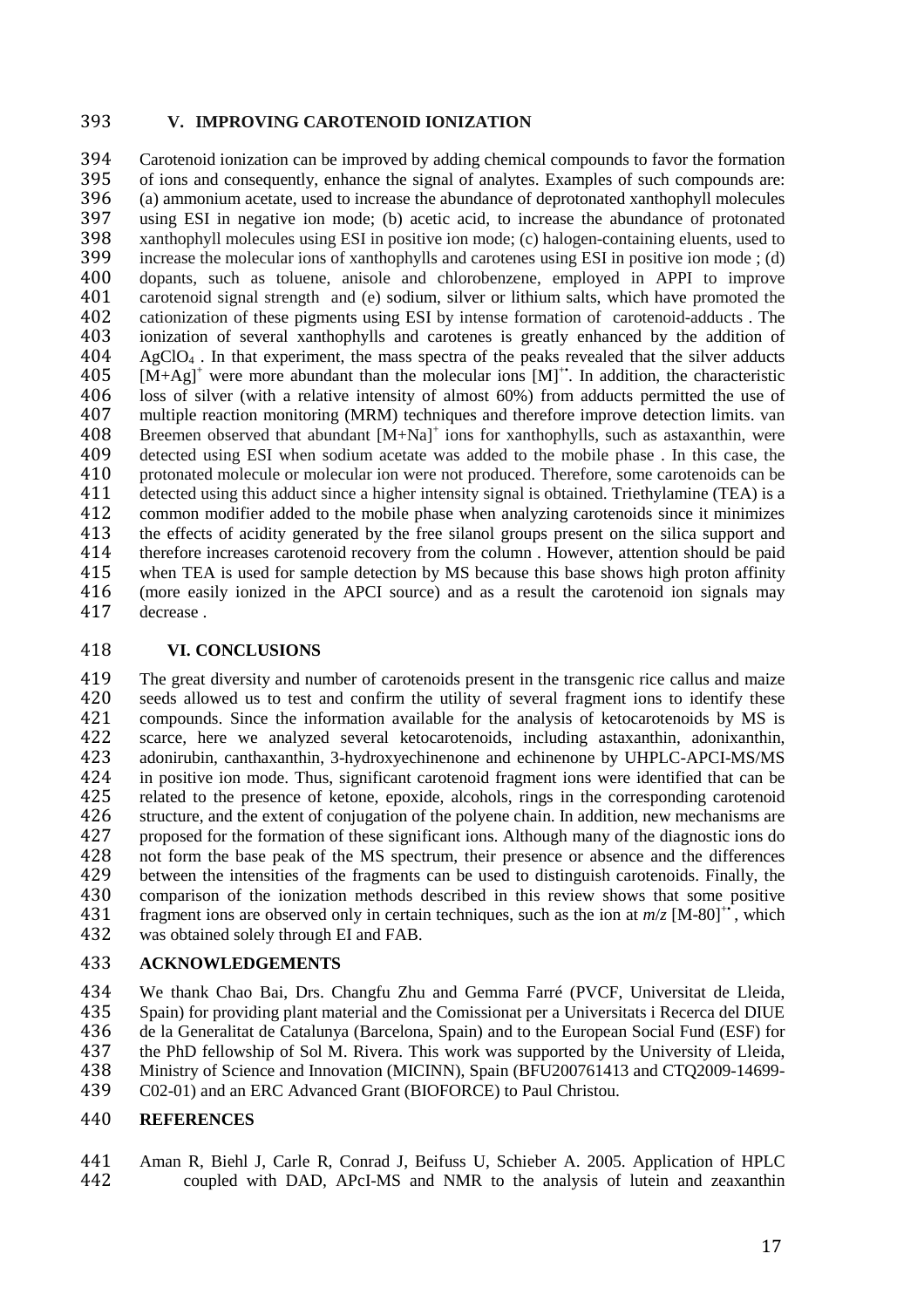## V. IMPROVING CAROTENOID IONIZATION

Carotenoid ionization can be improved by adding chemical compounds to favor the formation of ions and consequently, enhance the signal of analytes. Examples of such compounds are: (a) ammonium acetate, used to increase the abundance of deprotonated xanthophyll molecules using ESI in negative ion mode; (b) acetic acid, to increase the abundance of protonated xanthophyll molecules using ESI in positive ion mode; (c) halogen-containing eluents, used to increase the molecular ions of xanthophylls and carotenes using ESI in positive ion mode ; (d) dopants, such as toluene, anisole and chlorobenzene, employed in APPI to improve carotenoid signal strength and (e) sodium, silver or lithium salts, which have promoted the cationization of these pigments using ESI by intense formation of carotenoid-adducts . The ionization of several xanthophylls and carotenes is greatly enhanced by the addition of $AgClO_4$ . In that experiment, the mass spectra of the peaks revealed that the silver adducts $[M+Ag]^+$ were more abundant than the molecular ions $[M]^{+\bullet}$. In addition, the characteristic loss of silver (with a relative intensity of almost 60%) from adducts permitted the use of multiple reaction monitoring (MRM) techniques and therefore improve detection limits. van Breemen observed that abundant $[M+Na]^+$ ions for xanthophylls, such as astaxanthin, were detected using ESI when sodium acetate was added to the mobile phase . In this case, the protonated molecule or molecular ion were not produced. Therefore, some carotenoids can be detected using this adduct since a higher intensity signal is obtained. Triethylamine (TEA) is a common modifier added to the mobile phase when analyzing carotenoids since it minimizes the effects of acidity generated by the free silanol groups present on the silica support and therefore increases carotenoid recovery from the column . However, attention should be paid when TEA is used for sample detection by MS because this base shows high proton affinity (more easily ionized in the APCI source) and as a result the carotenoid ion signals may decrease .

## VI. CONCLUSIONS

The great diversity and number of carotenoids present in the transgenic rice callus and maize seeds allowed us to test and confirm the utility of several fragment ions to identify these compounds. Since the information available for the analysis of ketocarotenoids by MS is scarce, here we analyzed several ketocarotenoids, including astaxanthin, adonixanthin, adonirubin, canthaxanthin, 3-hydroxyechinenone and echinenone by UHPLC-APCI-MS/MS in positive ion mode. Thus, significant carotenoid fragment ions were identified that can be related to the presence of ketone, epoxide, alcohols, rings in the corresponding carotenoid structure, and the extent of conjugation of the polyene chain. In addition, new mechanisms are proposed for the formation of these significant ions. Although many of the diagnostic ions do not form the base peak of the MS spectrum, their presence or absence and the differences between the intensities of the fragments can be used to distinguish carotenoids. Finally, the comparison of the ionization methods described in this review shows that some positive fragment ions are observed only in certain techniques, such as the ion at $m/z$ $[M-80]^{+\bullet}$, which was obtained solely through EI and FAB.

## ACKNOWLEDGEMENTS

We thank Chao Bai, Drs. Changfu Zhu and Gemma Farré (PVCF, Universitat de Lleida, Spain) for providing plant material and the Comissionat per a Universitats i Recerca del DIUE de la Generalitat de Catalunya (Barcelona, Spain) and to the European Social Fund (ESF) for the PhD fellowship of Sol M. Rivera. This work was supported by the University of Lleida, Ministry of Science and Innovation (MICINN), Spain (BFU200761413 and CTQ2009-14699-C02-01) and an ERC Advanced Grant (BIOFORCE) to Paul Christou.

## REFERENCES

Aman R, Biehl J, Carle R, Conrad J, Beifuss U, Schieber A. 2005. Application of HPLC coupled with DAD, APcI-MS and NMR to the analysis of lutein and zeaxanthin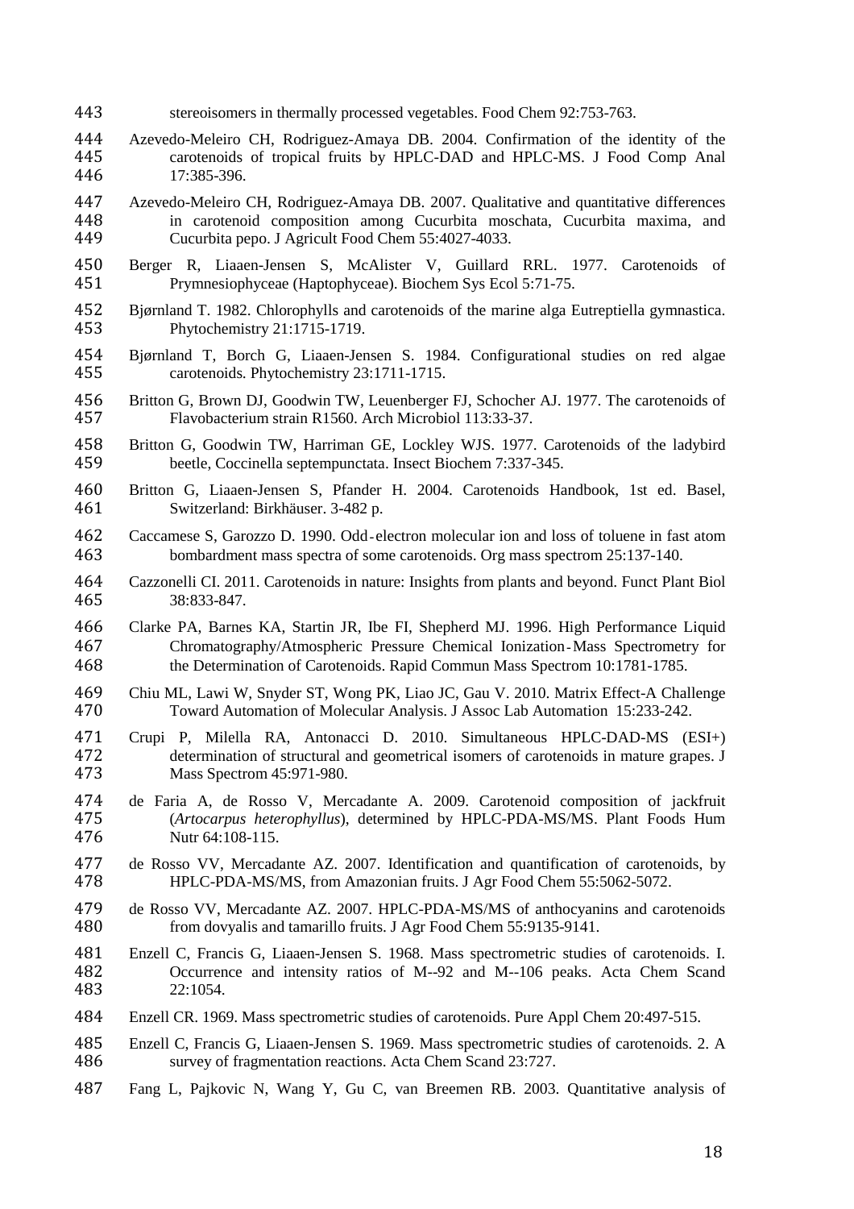stereoisomers in thermally processed vegetables. Food Chem 92:753-763.

Azevedo-Meleiro CH, Rodriguez-Amaya DB. 2004. Confirmation of the identity of the carotenoids of tropical fruits by HPLC-DAD and HPLC-MS. J Food Comp Anal 17:385-396.

Azevedo-Meleiro CH, Rodriguez-Amaya DB. 2007. Qualitative and quantitative differences in carotenoid composition among Cucurbita moschata, Cucurbita maxima, and Cucurbita pepo. J Agricult Food Chem 55:4027-4033.

Berger R, Liaaen-Jensen S, McAlister V, Guillard RRL. 1977. Carotenoids of Prymnesiophyceae (Haptophyceae). Biochem Sys Ecol 5:71-75.

Bjørnland T. 1982. Chlorophylls and carotenoids of the marine alga Eutreptiella gymnastica. Phytochemistry 21:1715-1719.

Bjørnland T, Borch G, Liaaen-Jensen S. 1984. Configurational studies on red algae carotenoids. Phytochemistry 23:1711-1715.

Britton G, Brown DJ, Goodwin TW, Leuenberger FJ, Schocher AJ. 1977. The carotenoids of Flavobacterium strain R1560. Arch Microbiol 113:33-37.

Britton G, Goodwin TW, Harriman GE, Lockley WJS. 1977. Carotenoids of the ladybird beetle, Coccinella septempunctata. Insect Biochem 7:337-345.

Britton G, Liaaen-Jensen S, Pfander H. 2004. Carotenoids Handbook, 1st ed. Basel, Switzerland: Birkhäuser. 3-482 p.

Caccamese S, Garozzo D. 1990. Odd-electron molecular ion and loss of toluene in fast atom bombardment mass spectra of some carotenoids. Org mass spectrom 25:137-140.

Cazzonelli CI. 2011. Carotenoids in nature: Insights from plants and beyond. Funct Plant Biol 38:833-847.

Clarke PA, Barnes KA, Startin JR, Ibe FI, Shepherd MJ. 1996. High Performance Liquid Chromatography/Atmospheric Pressure Chemical Ionization-Mass Spectrometry for the Determination of Carotenoids. Rapid Commun Mass Spectrom 10:1781-1785.

Chiu ML, Lawi W, Snyder ST, Wong PK, Liao JC, Gau V. 2010. Matrix Effect-A Challenge Toward Automation of Molecular Analysis. J Assoc Lab Automation 15:233-242.

Crupi P, Milella RA, Antonacci D. 2010. Simultaneous HPLC-DAD-MS (ESI+) determination of structural and geometrical isomers of carotenoids in mature grapes. J Mass Spectrom 45:971-980.

de Faria A, de Rosso V, Mercadante A. 2009. Carotenoid composition of jackfruit (*Artocarpus heterophyllus*), determined by HPLC-PDA-MS/MS. Plant Foods Hum Nutr 64:108-115.

de Rosso VV, Mercadante AZ. 2007. Identification and quantification of carotenoids, by HPLC-PDA-MS/MS, from Amazonian fruits. J Agr Food Chem 55:5062-5072.

de Rosso VV, Mercadante AZ. 2007. HPLC-PDA-MS/MS of anthocyanins and carotenoids from dovyalis and tamarillo fruits. J Agr Food Chem 55:9135-9141.

Enzell C, Francis G, Liaaen-Jensen S. 1968. Mass spectrometric studies of carotenoids. I. Occurrence and intensity ratios of M--92 and M--106 peaks. Acta Chem Scand 22:1054.

Enzell CR. 1969. Mass spectrometric studies of carotenoids. Pure Appl Chem 20:497-515.

Enzell C, Francis G, Liaaen-Jensen S. 1969. Mass spectrometric studies of carotenoids. 2. A survey of fragmentation reactions. Acta Chem Scand 23:727.

Fang L, Pajkovic N, Wang Y, Gu C, van Breemen RB. 2003. Quantitative analysis of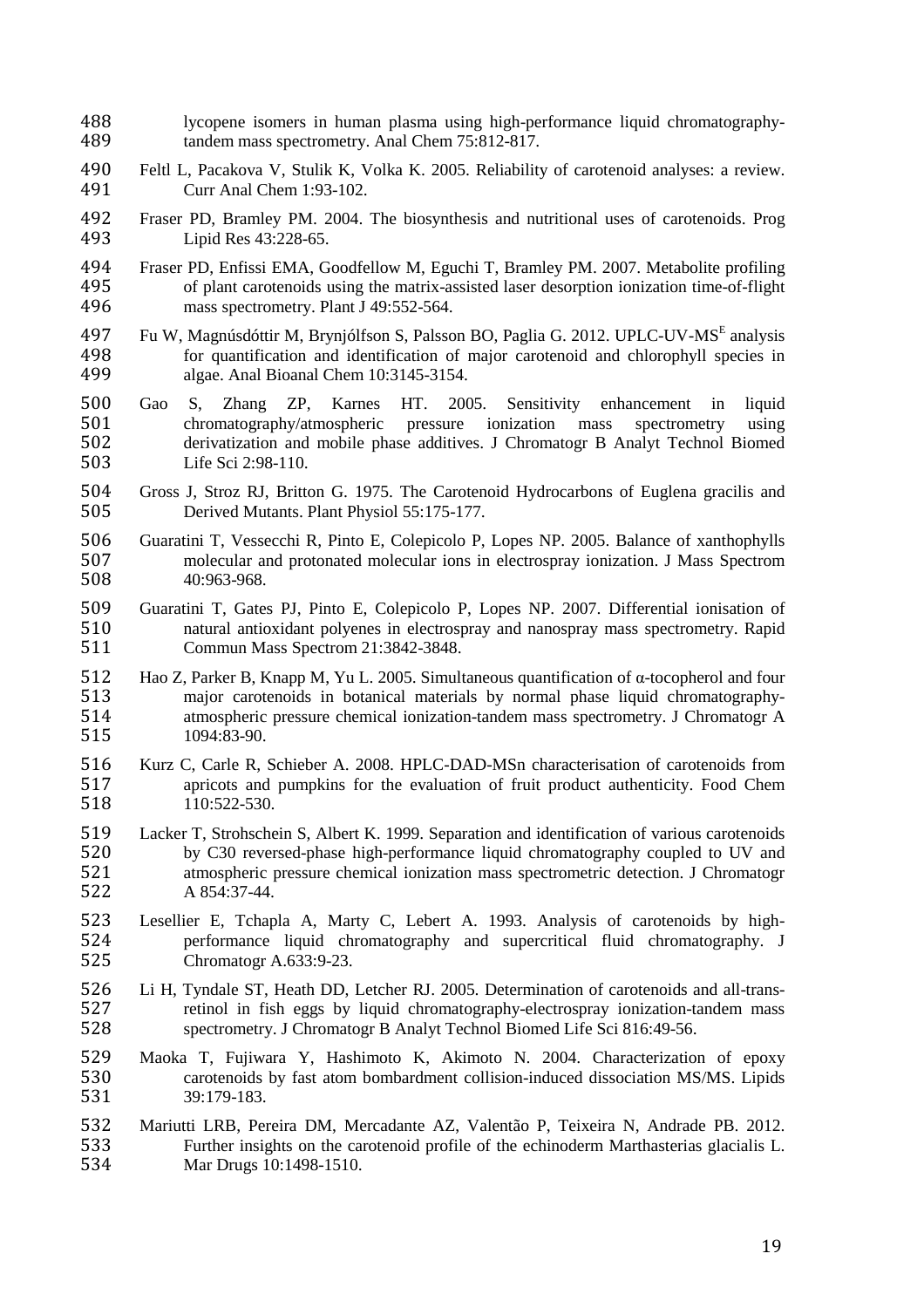lycopene isomers in human plasma using high-performance liquid chromatography-tandem mass spectrometry. Anal Chem 75:812-817.

Feltl L, Pacakova V, Stulik K, Volka K. 2005. Reliability of carotenoid analyses: a review. Curr Anal Chem 1:93-102.

Fraser PD, Bramley PM. 2004. The biosynthesis and nutritional uses of carotenoids. Prog Lipid Res 43:228-65.

Fraser PD, Enfissi EMA, Goodfellow M, Eguchi T, Bramley PM. 2007. Metabolite profiling of plant carotenoids using the matrix-assisted laser desorption ionization time-of-flight mass spectrometry. Plant J 49:552-564.

Fu W, Magnúsdóttir M, Brynjólfson S, Palsson BO, Paglia G. 2012. UPLC-UV-MS$^{E}$ analysis for quantification and identification of major carotenoid and chlorophyll species in algae. Anal Bioanal Chem 10:3145-3154.

Gao S, Zhang ZP, Karnes HT. 2005. Sensitivity enhancement in liquid chromatography/atmospheric pressure ionization mass spectrometry using derivatization and mobile phase additives. J Chromatogr B Analyt Technol Biomed Life Sci 2:98-110.

Gross J, Stroz RJ, Britton G. 1975. The Carotenoid Hydrocarbons of Euglena gracilis and Derived Mutants. Plant Physiol 55:175-177.

Guaratini T, Vessecchi R, Pinto E, Colepicolo P, Lopes NP. 2005. Balance of xanthophylls molecular and protonated molecular ions in electrospray ionization. J Mass Spectrom 40:963-968.

Guaratini T, Gates PJ, Pinto E, Colepicolo P, Lopes NP. 2007. Differential ionisation of natural antioxidant polyenes in electrospray and nanospray mass spectrometry. Rapid Commun Mass Spectrom 21:3842-3848.

Hao Z, Parker B, Knapp M, Yu L. 2005. Simultaneous quantification of α-tocopherol and four major carotenoids in botanical materials by normal phase liquid chromatography-atmospheric pressure chemical ionization-tandem mass spectrometry. J Chromatogr A 1094:83-90.

Kurz C, Carle R, Schieber A. 2008. HPLC-DAD-MSn characterisation of carotenoids from apricots and pumpkins for the evaluation of fruit product authenticity. Food Chem 110:522-530.

Lacker T, Strohschein S, Albert K. 1999. Separation and identification of various carotenoids by C30 reversed-phase high-performance liquid chromatography coupled to UV and atmospheric pressure chemical ionization mass spectrometric detection. J Chromatogr A 854:37-44.

Lesellier E, Tchapla A, Marty C, Lebert A. 1993. Analysis of carotenoids by high-performance liquid chromatography and supercritical fluid chromatography. J Chromatogr A.633:9-23.

Li H, Tyndale ST, Heath DD, Letcher RJ. 2005. Determination of carotenoids and all-trans-retinol in fish eggs by liquid chromatography-electrospray ionization-tandem mass spectrometry. J Chromatogr B Analyt Technol Biomed Life Sci 816:49-56.

Maoka T, Fujiwara Y, Hashimoto K, Akimoto N. 2004. Characterization of epoxy carotenoids by fast atom bombardment collision-induced dissociation MS/MS. Lipids 39:179-183.

Mariutti LRB, Pereira DM, Mercadante AZ, Valentão P, Teixeira N, Andrade PB. 2012. Further insights on the carotenoid profile of the echinoderm Marthasterias glacialis L. Mar Drugs 10:1498-1510.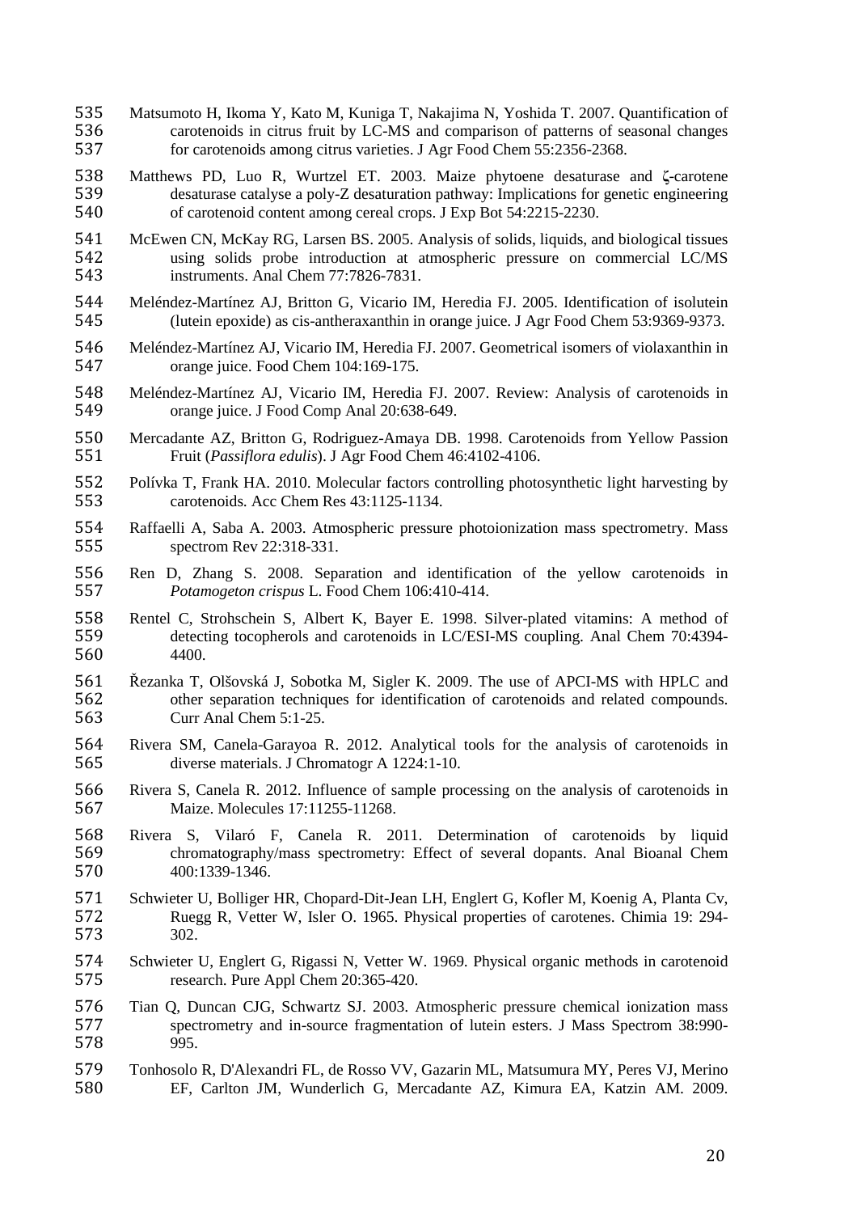Matsumoto H, Ikoma Y, Kato M, Kuniga T, Nakajima N, Yoshida T. 2007. Quantification of carotenoids in citrus fruit by LC-MS and comparison of patterns of seasonal changes for carotenoids among citrus varieties. J Agr Food Chem 55:2356-2368.

Matthews PD, Luo R, Wurtzel ET. 2003. Maize phytoene desaturase and ζ-carotene desaturase catalyse a poly-Z desaturation pathway: Implications for genetic engineering of carotenoid content among cereal crops. J Exp Bot 54:2215-2230.

McEwen CN, McKay RG, Larsen BS. 2005. Analysis of solids, liquids, and biological tissues using solids probe introduction at atmospheric pressure on commercial LC/MS instruments. Anal Chem 77:7826-7831.

Meléndez-Martínez AJ, Britton G, Vicario IM, Heredia FJ. 2005. Identification of isolutein (lutein epoxide) as cis-antheraxanthin in orange juice. J Agr Food Chem 53:9369-9373.

Meléndez-Martínez AJ, Vicario IM, Heredia FJ. 2007. Geometrical isomers of violaxanthin in orange juice. Food Chem 104:169-175.

Meléndez-Martínez AJ, Vicario IM, Heredia FJ. 2007. Review: Analysis of carotenoids in orange juice. J Food Comp Anal 20:638-649.

Mercadante AZ, Britton G, Rodriguez-Amaya DB. 1998. Carotenoids from Yellow Passion Fruit (*Passiflora edulis*). J Agr Food Chem 46:4102-4106.

Polívka T, Frank HA. 2010. Molecular factors controlling photosynthetic light harvesting by carotenoids. Acc Chem Res 43:1125-1134.

Raffaelli A, Saba A. 2003. Atmospheric pressure photoionization mass spectrometry. Mass spectrom Rev 22:318-331.

Ren D, Zhang S. 2008. Separation and identification of the yellow carotenoids in *Potamogeton crispus* L. Food Chem 106:410-414.

Rentel C, Strohschein S, Albert K, Bayer E. 1998. Silver-plated vitamins: A method of detecting tocopherols and carotenoids in LC/ESI-MS coupling. Anal Chem 70:4394-4400.

Řezanka T, Olšovská J, Sobotka M, Sigler K. 2009. The use of APCI-MS with HPLC and other separation techniques for identification of carotenoids and related compounds. Curr Anal Chem 5:1-25.

Rivera SM, Canela-Garayoa R. 2012. Analytical tools for the analysis of carotenoids in diverse materials. J Chromatogr A 1224:1-10.

Rivera S, Canela R. 2012. Influence of sample processing on the analysis of carotenoids in Maize. Molecules 17:11255-11268.

Rivera S, Vilaró F, Canela R. 2011. Determination of carotenoids by liquid chromatography/mass spectrometry: Effect of several dopants. Anal Bioanal Chem 400:1339-1346.

Schwieter U, Bolliger HR, Chopard-Dit-Jean LH, Englert G, Kofler M, Koenig A, Planta Cv, Ruegg R, Vetter W, Isler O. 1965. Physical properties of carotenes. Chimia 19: 294-302.

Schwieter U, Englert G, Rigassi N, Vetter W. 1969. Physical organic methods in carotenoid research. Pure Appl Chem 20:365-420.

Tian Q, Duncan CJG, Schwartz SJ. 2003. Atmospheric pressure chemical ionization mass spectrometry and in-source fragmentation of lutein esters. J Mass Spectrom 38:990-995.

Tonhosolo R, D'Alexandri FL, de Rosso VV, Gazarin ML, Matsumura MY, Peres VJ, Merino EF, Carlton JM, Wunderlich G, Mercadante AZ, Kimura EA, Katzin AM. 2009.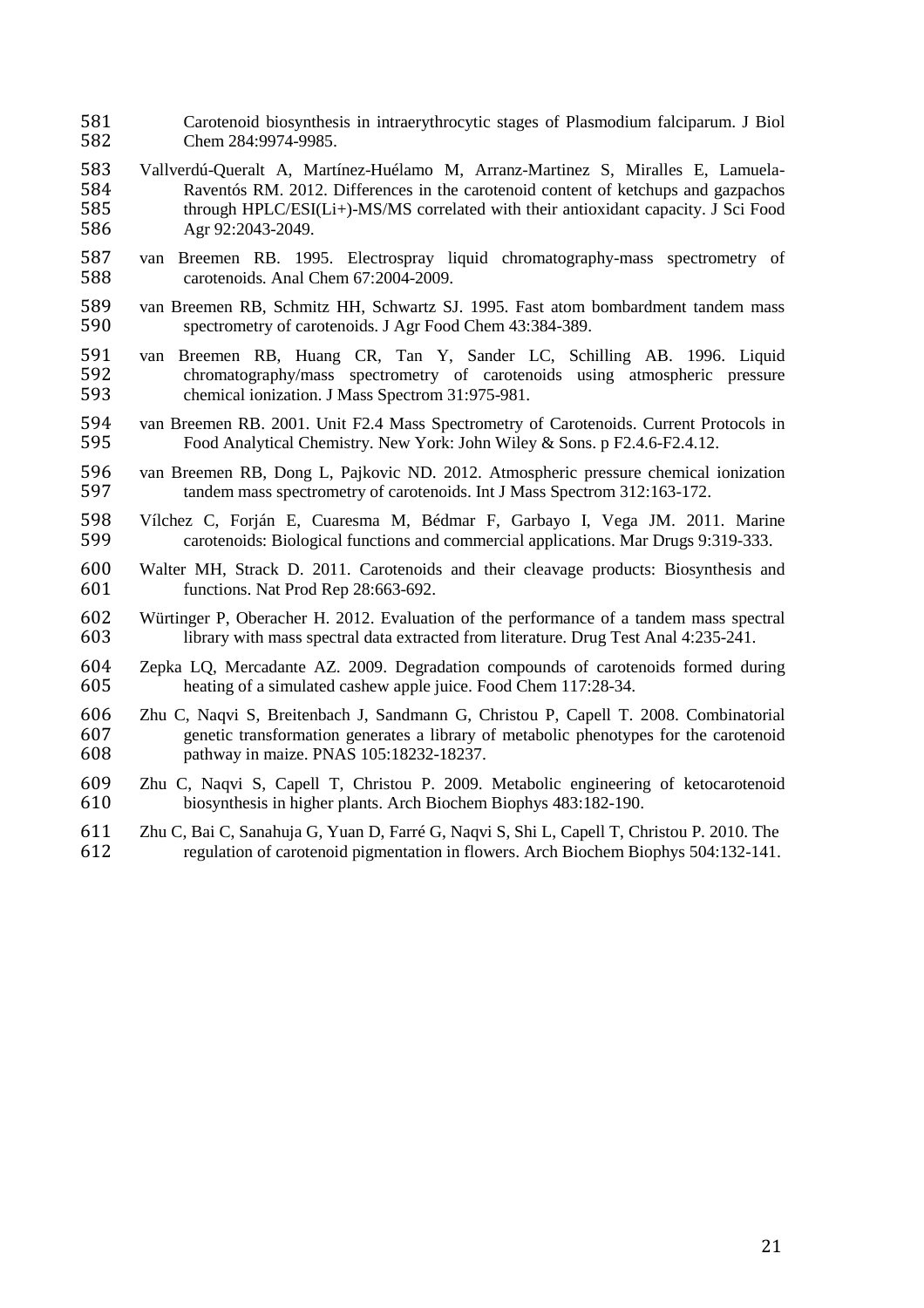Carotenoid biosynthesis in intraerythrocytic stages of Plasmodium falciparum. J Biol Chem 284:9974-9985.

Vallverdú-Queralt A, Martínez-Huélamo M, Arranz-Martinez S, Miralles E, Lamuela-Raventós RM. 2012. Differences in the carotenoid content of ketchups and gazpachos through HPLC/ESI(Li+)-MS/MS correlated with their antioxidant capacity. J Sci Food Agr 92:2043-2049.

van Breemen RB. 1995. Electrospray liquid chromatography-mass spectrometry of carotenoids. Anal Chem 67:2004-2009.

van Breemen RB, Schmitz HH, Schwartz SJ. 1995. Fast atom bombardment tandem mass spectrometry of carotenoids. J Agr Food Chem 43:384-389.

van Breemen RB, Huang CR, Tan Y, Sander LC, Schilling AB. 1996. Liquid chromatography/mass spectrometry of carotenoids using atmospheric pressure chemical ionization. J Mass Spectrom 31:975-981.

van Breemen RB. 2001. Unit F2.4 Mass Spectrometry of Carotenoids. Current Protocols in Food Analytical Chemistry. New York: John Wiley & Sons. p F2.4.6-F2.4.12.

van Breemen RB, Dong L, Pajkovic ND. 2012. Atmospheric pressure chemical ionization tandem mass spectrometry of carotenoids. Int J Mass Spectrom 312:163-172.

Vílchez C, Forján E, Cuaresma M, Bédmar F, Garbayo I, Vega JM. 2011. Marine carotenoids: Biological functions and commercial applications. Mar Drugs 9:319-333.

Walter MH, Strack D. 2011. Carotenoids and their cleavage products: Biosynthesis and functions. Nat Prod Rep 28:663-692.

Würtinger P, Oberacher H. 2012. Evaluation of the performance of a tandem mass spectral library with mass spectral data extracted from literature. Drug Test Anal 4:235-241.

Zepka LQ, Mercadante AZ. 2009. Degradation compounds of carotenoids formed during heating of a simulated cashew apple juice. Food Chem 117:28-34.

Zhu C, Naqvi S, Breitenbach J, Sandmann G, Christou P, Capell T. 2008. Combinatorial genetic transformation generates a library of metabolic phenotypes for the carotenoid pathway in maize. PNAS 105:18232-18237.

Zhu C, Naqvi S, Capell T, Christou P. 2009. Metabolic engineering of ketocarotenoid biosynthesis in higher plants. Arch Biochem Biophys 483:182-190.

Zhu C, Bai C, Sanahuja G, Yuan D, Farré G, Naqvi S, Shi L, Capell T, Christou P. 2010. The regulation of carotenoid pigmentation in flowers. Arch Biochem Biophys 504:132-141.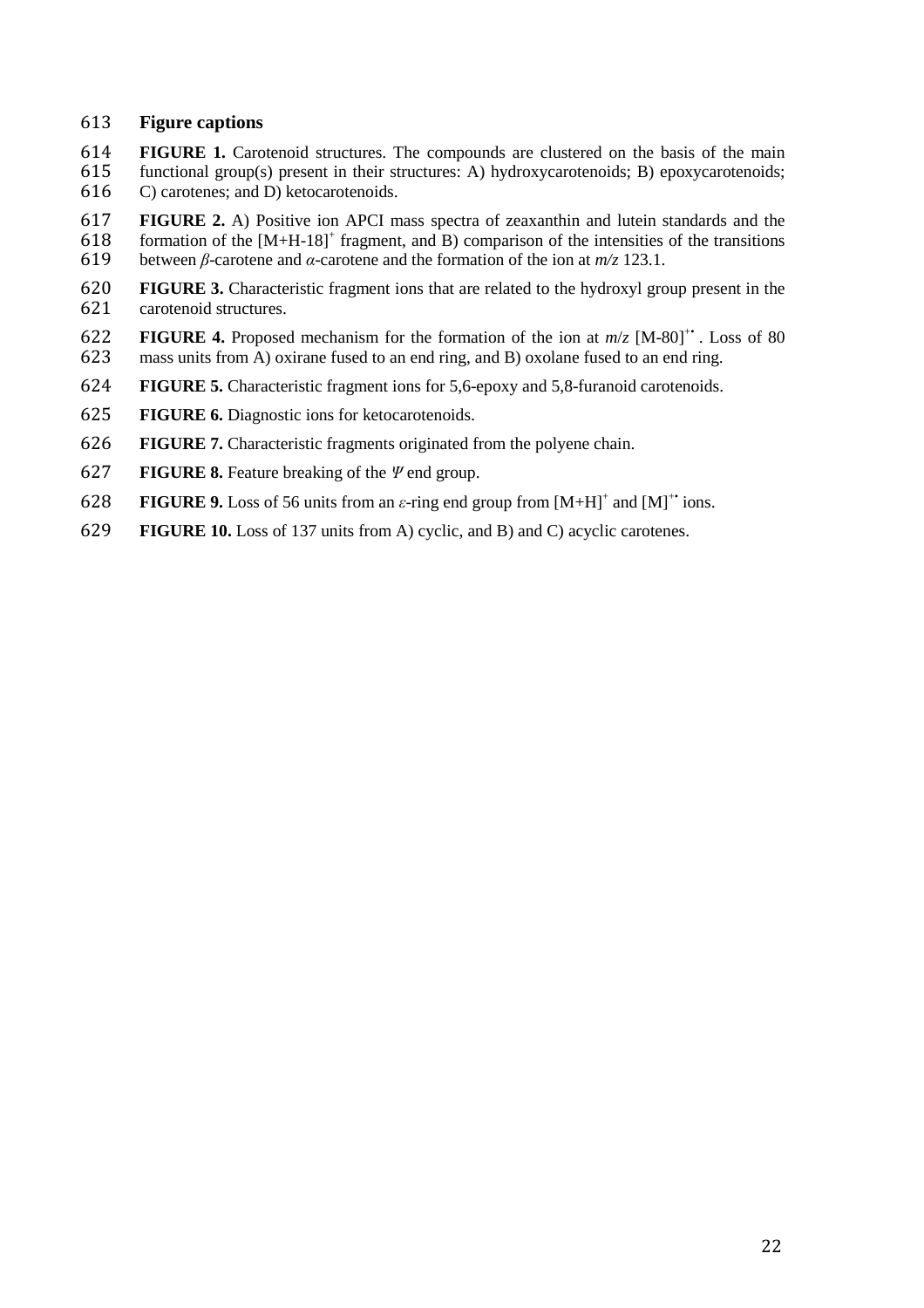## Figure captions

**FIGURE 1.** Carotenoid structures. The compounds are clustered on the basis of the main functional group(s) present in their structures: A) hydroxycarotenoids; B) epoxycarotenoids; C) carotenes; and D) ketocarotenoids.

**FIGURE 2.** A) Positive ion APCI mass spectra of zeaxanthin and lutein standards and the formation of the $[M+H-18]^+$ fragment, and B) comparison of the intensities of the transitions between *β*-carotene and *α*-carotene and the formation of the ion at *m/z* 123.1.

**FIGURE 3.** Characteristic fragment ions that are related to the hydroxyl group present in the carotenoid structures.

**FIGURE 4.** Proposed mechanism for the formation of the ion at *m*/*z* $[M-80]^{+\bullet}$. Loss of 80 mass units from A) oxirane fused to an end ring, and B) oxolane fused to an end ring.

**FIGURE 5.** Characteristic fragment ions for 5,6-epoxy and 5,8-furanoid carotenoids.

**FIGURE 6.** Diagnostic ions for ketocarotenoids.

**FIGURE 7.** Characteristic fragments originated from the polyene chain.

**FIGURE 8.** Feature breaking of the *Ψ* end group.

**FIGURE 9.** Loss of 56 units from an *ε*-ring end group from $[M+H]^+$ and $[M]^{+\bullet}$ ions.

**FIGURE 10.** Loss of 137 units from A) cyclic, and B) and C) acyclic carotenes.